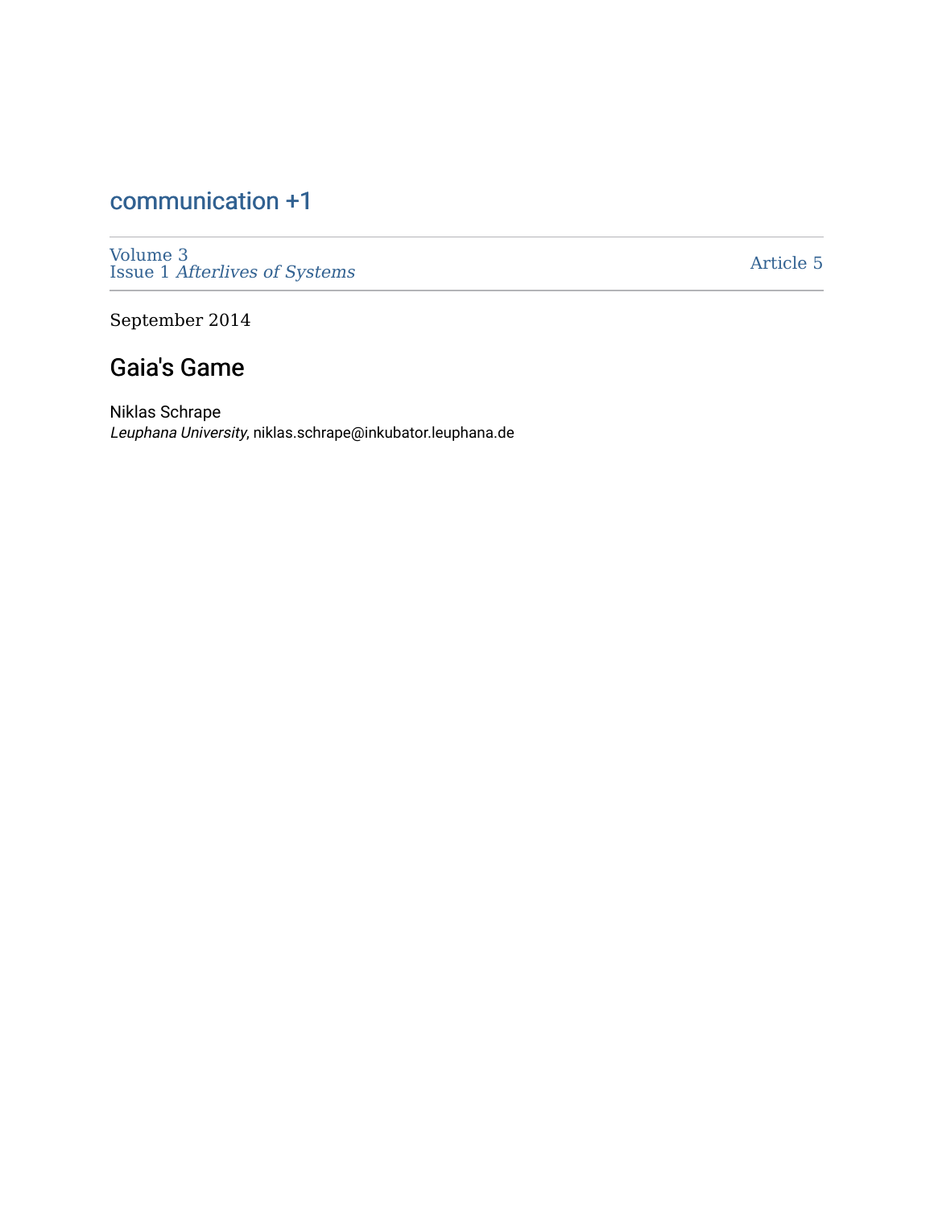# communication +1

Volume 3
Issue 1 *Afterlives of Systems*

Article 5

September 2014

## Gaia's Game

Niklas Schrape
*Leuphana University*, niklas.schrape@inkubator.leuphana.de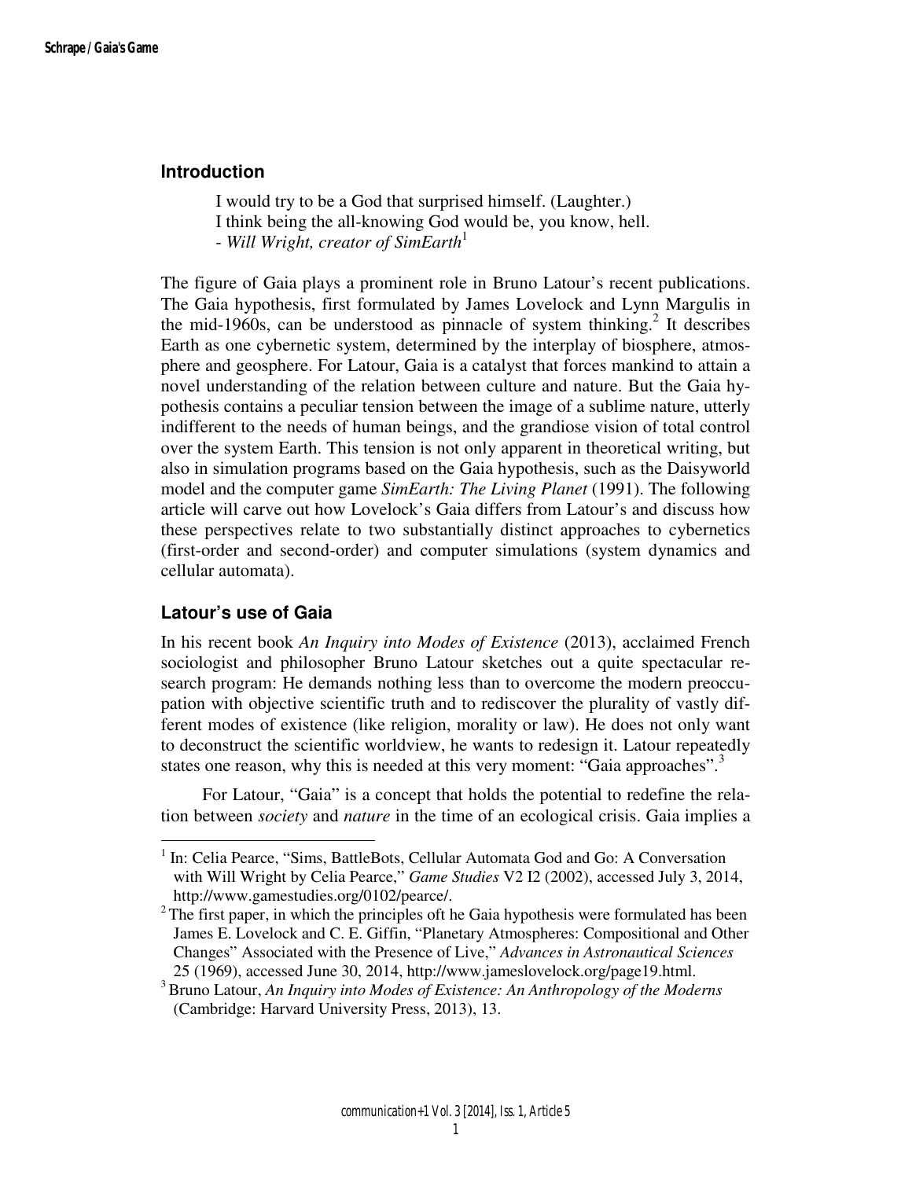## Introduction

> I would try to be a God that surprised himself. (Laughter.)
> I think being the all-knowing God would be, you know, hell.
> - *Will Wright, creator of SimEarth*[1]

The figure of Gaia plays a prominent role in Bruno Latour's recent publications. The Gaia hypothesis, first formulated by James Lovelock and Lynn Margulis in the mid-1960s, can be understood as pinnacle of system thinking.[2] It describes Earth as one cybernetic system, determined by the interplay of biosphere, atmosphere and geosphere. For Latour, Gaia is a catalyst that forces mankind to attain a novel understanding of the relation between culture and nature. But the Gaia hypothesis contains a peculiar tension between the image of a sublime nature, utterly indifferent to the needs of human beings, and the grandiose vision of total control over the system Earth. This tension is not only apparent in theoretical writing, but also in simulation programs based on the Gaia hypothesis, such as the Daisyworld model and the computer game *SimEarth: The Living Planet* (1991). The following article will carve out how Lovelock's Gaia differs from Latour's and discuss how these perspectives relate to two substantially distinct approaches to cybernetics (first-order and second-order) and computer simulations (system dynamics and cellular automata).

## Latour's use of Gaia

In his recent book *An Inquiry into Modes of Existence* (2013), acclaimed French sociologist and philosopher Bruno Latour sketches out a quite spectacular research program: He demands nothing less than to overcome the modern preoccupation with objective scientific truth and to rediscover the plurality of vastly different modes of existence (like religion, morality or law). He does not only want to deconstruct the scientific worldview, he wants to redesign it. Latour repeatedly states one reason, why this is needed at this very moment: "Gaia approaches".[3]

For Latour, "Gaia" is a concept that holds the potential to redefine the relation between *society* and *nature* in the time of an ecological crisis. Gaia implies a

---

[1] In: Celia Pearce, "Sims, BattleBots, Cellular Automata God and Go: A Conversation with Will Wright by Celia Pearce," *Game Studies* V2 I2 (2002), accessed July 3, 2014, http://www.gamestudies.org/0102/pearce/.

[2] The first paper, in which the principles oft he Gaia hypothesis were formulated has been James E. Lovelock and C. E. Giffin, "Planetary Atmospheres: Compositional and Other Changes" Associated with the Presence of Live," *Advances in Astronautical Sciences* 25 (1969), accessed June 30, 2014, http://www.jameslovelock.org/page19.html.

[3] Bruno Latour, *An Inquiry into Modes of Existence: An Anthropology of the Moderns* (Cambridge: Harvard University Press, 2013), 13.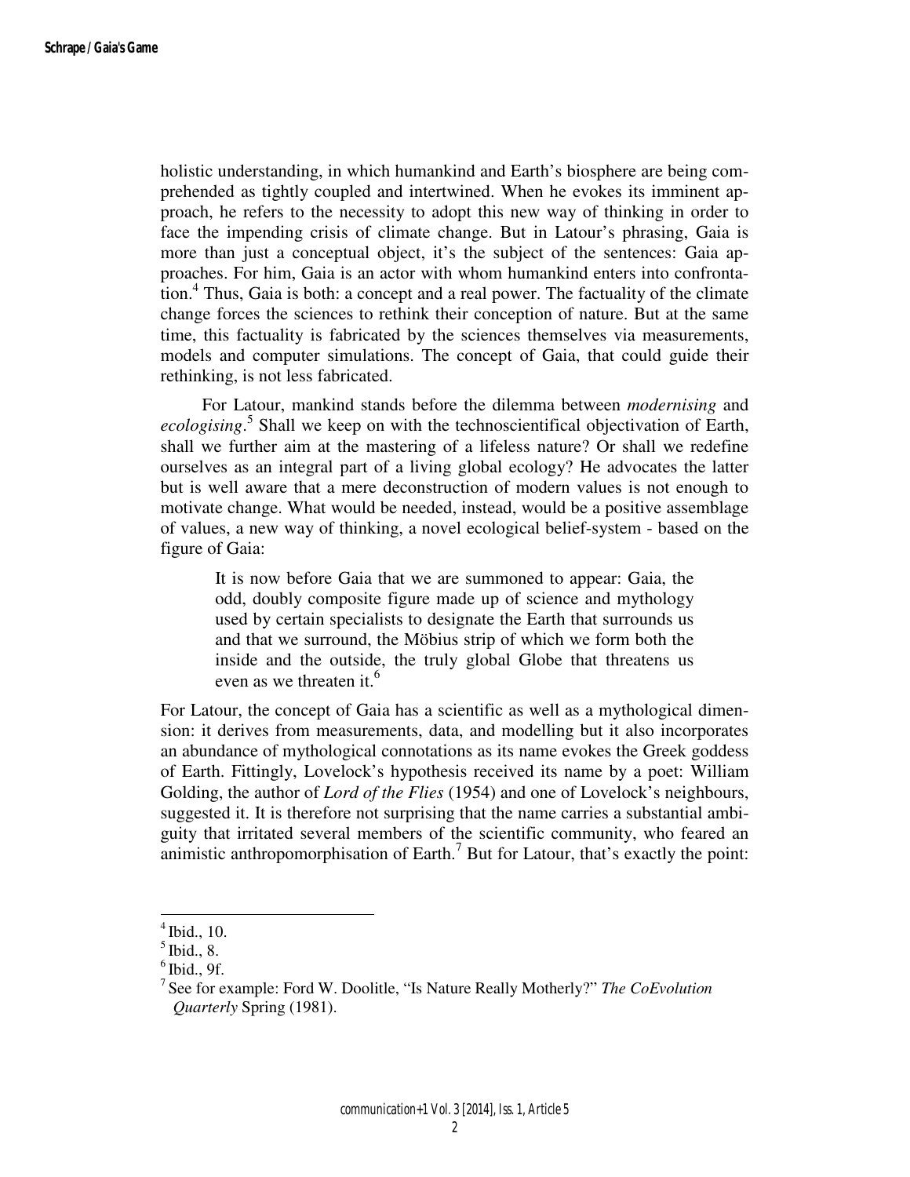holistic understanding, in which humankind and Earth's biosphere are being comprehended as tightly coupled and intertwined. When he evokes its imminent approach, he refers to the necessity to adopt this new way of thinking in order to face the impending crisis of climate change. But in Latour's phrasing, Gaia is more than just a conceptual object, it's the subject of the sentences: Gaia approaches. For him, Gaia is an actor with whom humankind enters into confrontation.[4] Thus, Gaia is both: a concept and a real power. The factuality of the climate change forces the sciences to rethink their conception of nature. But at the same time, this factuality is fabricated by the sciences themselves via measurements, models and computer simulations. The concept of Gaia, that could guide their rethinking, is not less fabricated.

For Latour, mankind stands before the dilemma between *modernising* and *ecologising*.[5] Shall we keep on with the technoscientifical objectivation of Earth, shall we further aim at the mastering of a lifeless nature? Or shall we redefine ourselves as an integral part of a living global ecology? He advocates the latter but is well aware that a mere deconstruction of modern values is not enough to motivate change. What would be needed, instead, would be a positive assemblage of values, a new way of thinking, a novel ecological belief-system - based on the figure of Gaia:

> It is now before Gaia that we are summoned to appear: Gaia, the odd, doubly composite figure made up of science and mythology used by certain specialists to designate the Earth that surrounds us and that we surround, the Möbius strip of which we form both the inside and the outside, the truly global Globe that threatens us even as we threaten it.[6]

For Latour, the concept of Gaia has a scientific as well as a mythological dimension: it derives from measurements, data, and modelling but it also incorporates an abundance of mythological connotations as its name evokes the Greek goddess of Earth. Fittingly, Lovelock's hypothesis received its name by a poet: William Golding, the author of *Lord of the Flies* (1954) and one of Lovelock's neighbours, suggested it. It is therefore not surprising that the name carries a substantial ambiguity that irritated several members of the scientific community, who feared an animistic anthropomorphisation of Earth.[7] But for Latour, that's exactly the point:

---

[4] Ibid., 10.

[5] Ibid., 8.

[6] Ibid., 9f.

[7] See for example: Ford W. Doolitle, "Is Nature Really Motherly?" *The CoEvolution Quarterly* Spring (1981).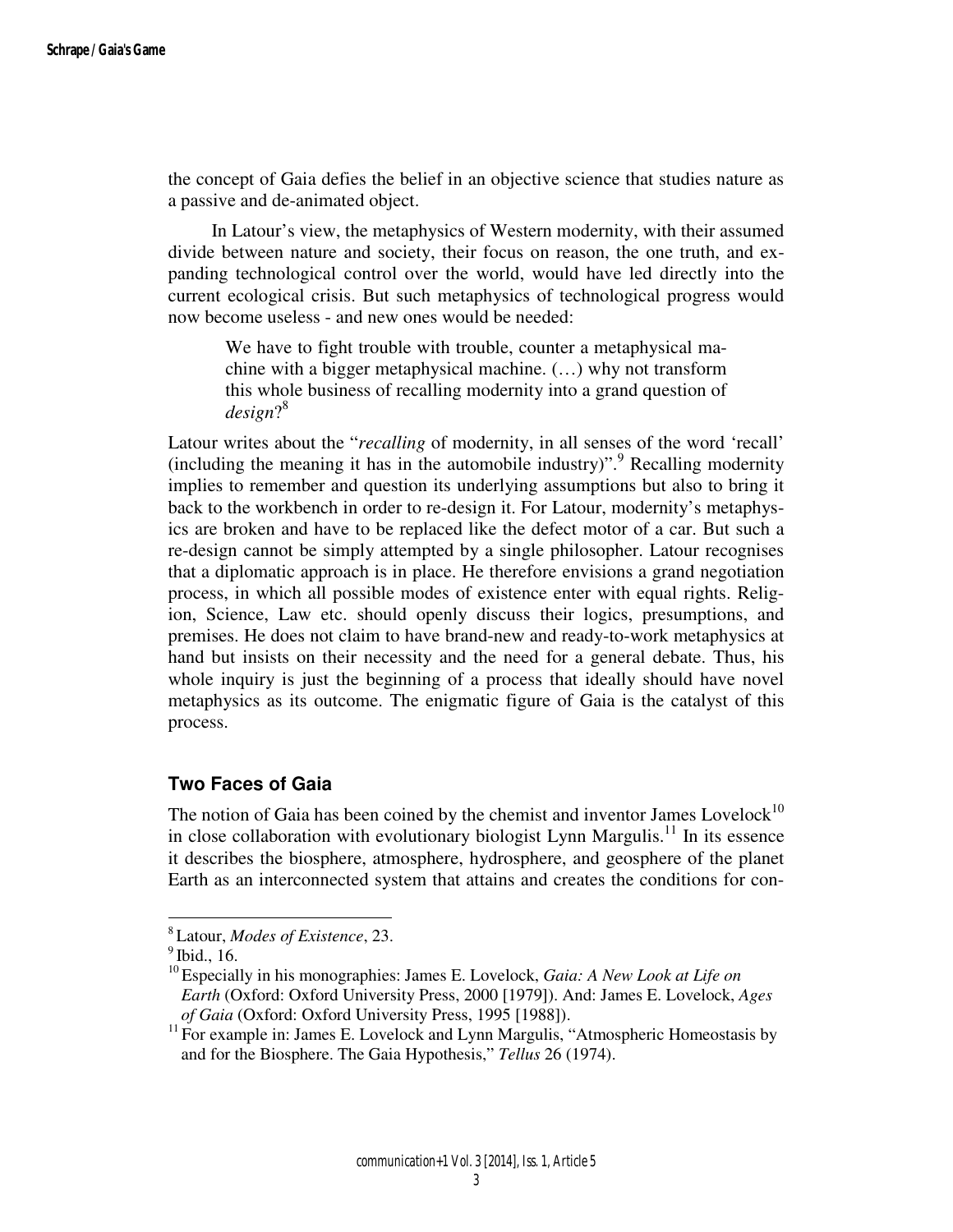the concept of Gaia defies the belief in an objective science that studies nature as a passive and de-animated object.

In Latour's view, the metaphysics of Western modernity, with their assumed divide between nature and society, their focus on reason, the one truth, and expanding technological control over the world, would have led directly into the current ecological crisis. But such metaphysics of technological progress would now become useless - and new ones would be needed:

> We have to fight trouble with trouble, counter a metaphysical machine with a bigger metaphysical machine. (…) why not transform this whole business of recalling modernity into a grand question of *design*?[8]

Latour writes about the "*recalling* of modernity, in all senses of the word 'recall' (including the meaning it has in the automobile industry)".[9] Recalling modernity implies to remember and question its underlying assumptions but also to bring it back to the workbench in order to re-design it. For Latour, modernity's metaphysics are broken and have to be replaced like the defect motor of a car. But such a re-design cannot be simply attempted by a single philosopher. Latour recognises that a diplomatic approach is in place. He therefore envisions a grand negotiation process, in which all possible modes of existence enter with equal rights. Religion, Science, Law etc. should openly discuss their logics, presumptions, and premises. He does not claim to have brand-new and ready-to-work metaphysics at hand but insists on their necessity and the need for a general debate. Thus, his whole inquiry is just the beginning of a process that ideally should have novel metaphysics as its outcome. The enigmatic figure of Gaia is the catalyst of this process.

## Two Faces of Gaia

The notion of Gaia has been coined by the chemist and inventor James Lovelock[10] in close collaboration with evolutionary biologist Lynn Margulis.[11] In its essence it describes the biosphere, atmosphere, hydrosphere, and geosphere of the planet Earth as an interconnected system that attains and creates the conditions for con-

---

[8] Latour, *Modes of Existence*, 23.

[9] Ibid., 16.

[10] Especially in his monographies: James E. Lovelock, *Gaia: A New Look at Life on Earth* (Oxford: Oxford University Press, 2000 [1979]). And: James E. Lovelock, *Ages of Gaia* (Oxford: Oxford University Press, 1995 [1988]).

[11] For example in: James E. Lovelock and Lynn Margulis, "Atmospheric Homeostasis by and for the Biosphere. The Gaia Hypothesis," *Tellus* 26 (1974).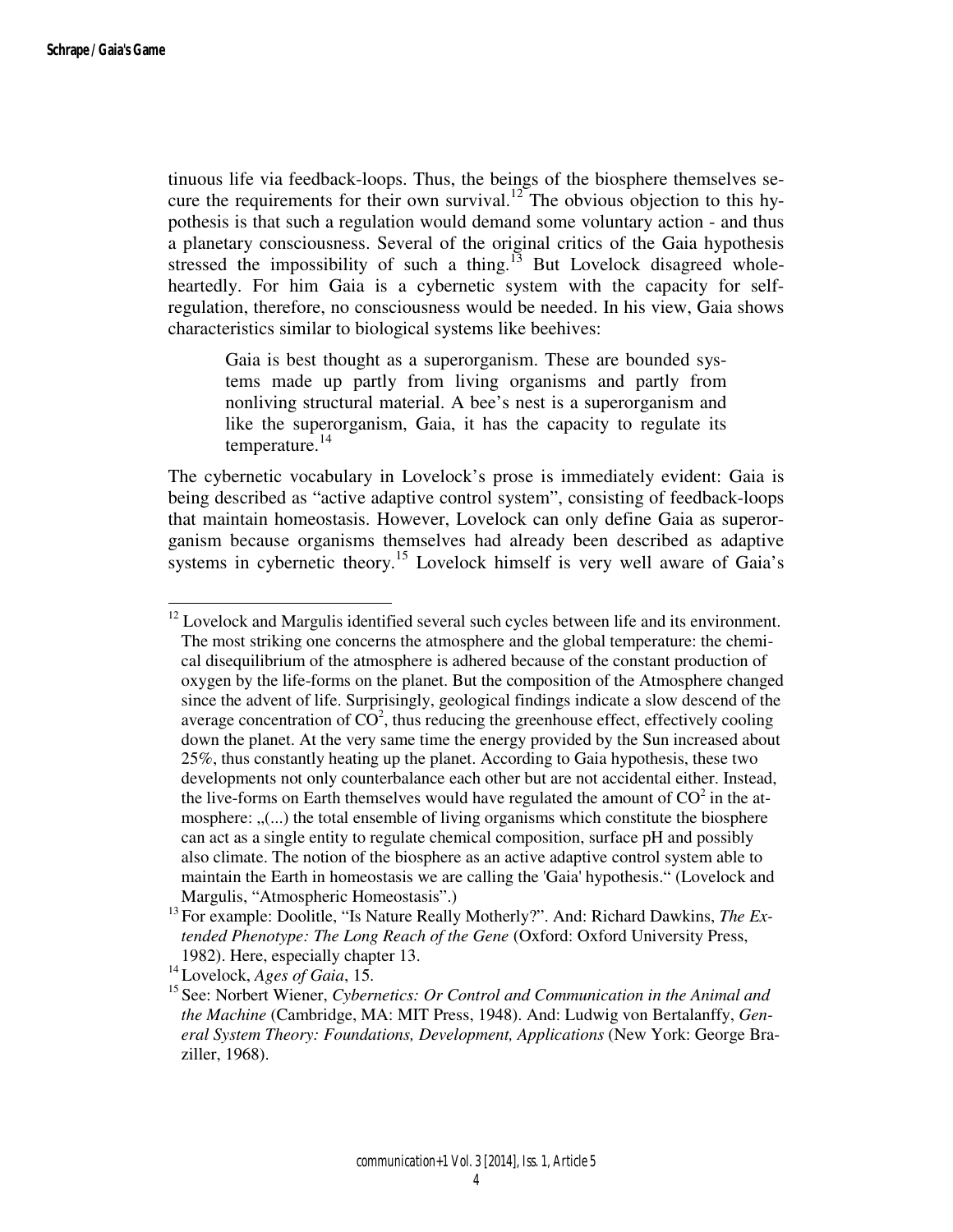tinuous life via feedback-loops. Thus, the beings of the biosphere themselves secure the requirements for their own survival.[12] The obvious objection to this hypothesis is that such a regulation would demand some voluntary action - and thus a planetary consciousness. Several of the original critics of the Gaia hypothesis stressed the impossibility of such a thing.[13] But Lovelock disagreed wholeheartedly. For him Gaia is a cybernetic system with the capacity for self-regulation, therefore, no consciousness would be needed. In his view, Gaia shows characteristics similar to biological systems like beehives:

> Gaia is best thought as a superorganism. These are bounded systems made up partly from living organisms and partly from nonliving structural material. A bee's nest is a superorganism and like the superorganism, Gaia, it has the capacity to regulate its temperature.[14]

The cybernetic vocabulary in Lovelock's prose is immediately evident: Gaia is being described as "active adaptive control system", consisting of feedback-loops that maintain homeostasis. However, Lovelock can only define Gaia as superorganism because organisms themselves had already been described as adaptive systems in cybernetic theory.[15] Lovelock himself is very well aware of Gaia's

---

[12] Lovelock and Margulis identified several such cycles between life and its environment. The most striking one concerns the atmosphere and the global temperature: the chemical disequilibrium of the atmosphere is adhered because of the constant production of oxygen by the life-forms on the planet. But the composition of the Atmosphere changed since the advent of life. Surprisingly, geological findings indicate a slow descend of the average concentration of $CO^2$, thus reducing the greenhouse effect, effectively cooling down the planet. At the very same time the energy provided by the Sun increased about 25%, thus constantly heating up the planet. According to Gaia hypothesis, these two developments not only counterbalance each other but are not accidental either. Instead, the live-forms on Earth themselves would have regulated the amount of $CO^2$ in the atmosphere: „(...) the total ensemble of living organisms which constitute the biosphere can act as a single entity to regulate chemical composition, surface pH and possibly also climate. The notion of the biosphere as an active adaptive control system able to maintain the Earth in homeostasis we are calling the 'Gaia' hypothesis." (Lovelock and Margulis, "Atmospheric Homeostasis".)

[13] For example: Doolitle, "Is Nature Really Motherly?". And: Richard Dawkins, *The Extended Phenotype: The Long Reach of the Gene* (Oxford: Oxford University Press, 1982). Here, especially chapter 13.

[14] Lovelock, *Ages of Gaia*, 15.

[15] See: Norbert Wiener, *Cybernetics: Or Control and Communication in the Animal and the Machine* (Cambridge, MA: MIT Press, 1948). And: Ludwig von Bertalanffy, *General System Theory: Foundations, Development, Applications* (New York: George Braziller, 1968).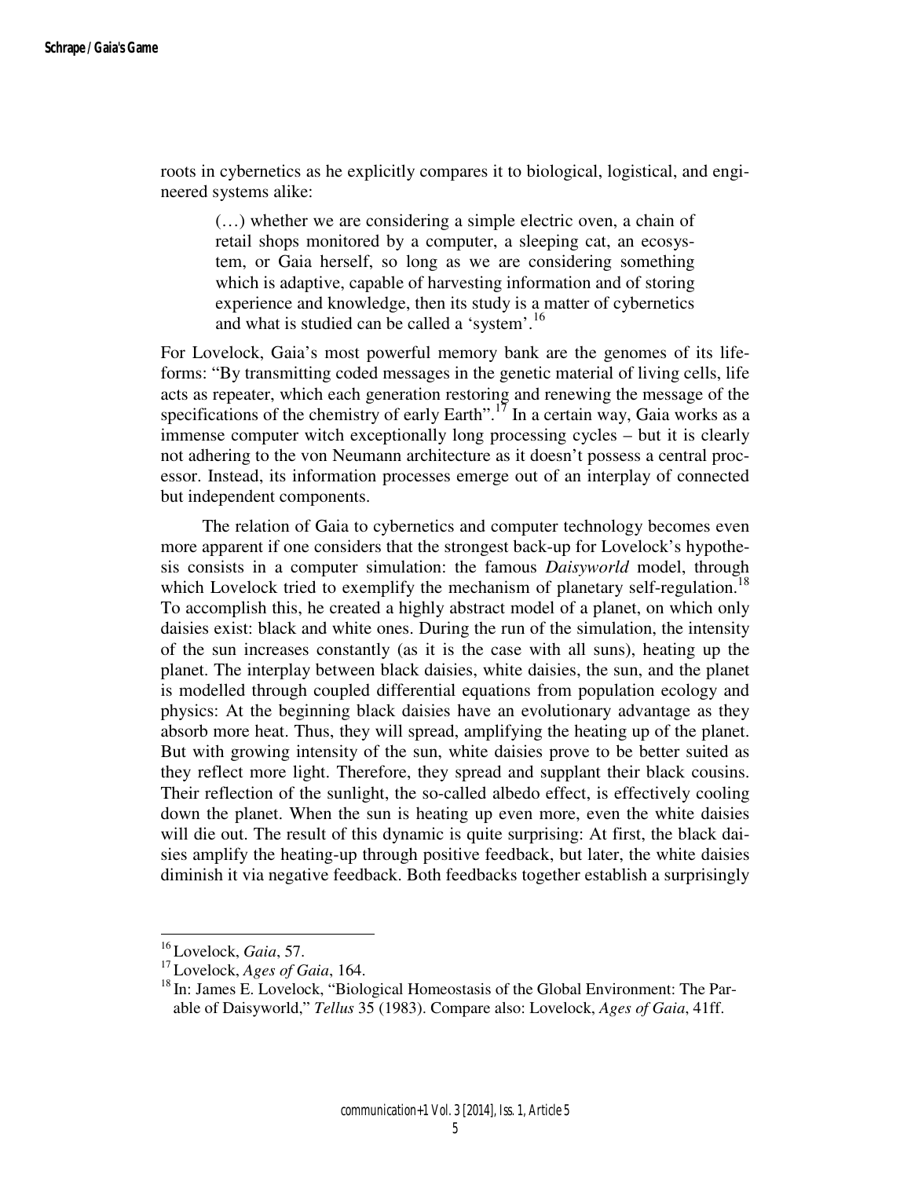roots in cybernetics as he explicitly compares it to biological, logistical, and engineered systems alike:

> (…) whether we are considering a simple electric oven, a chain of retail shops monitored by a computer, a sleeping cat, an ecosystem, or Gaia herself, so long as we are considering something which is adaptive, capable of harvesting information and of storing experience and knowledge, then its study is a matter of cybernetics and what is studied can be called a 'system'.[16]

For Lovelock, Gaia's most powerful memory bank are the genomes of its lifeforms: "By transmitting coded messages in the genetic material of living cells, life acts as repeater, which each generation restoring and renewing the message of the specifications of the chemistry of early Earth".[17] In a certain way, Gaia works as a immense computer witch exceptionally long processing cycles – but it is clearly not adhering to the von Neumann architecture as it doesn't possess a central processor. Instead, its information processes emerge out of an interplay of connected but independent components.

The relation of Gaia to cybernetics and computer technology becomes even more apparent if one considers that the strongest back-up for Lovelock's hypothesis consists in a computer simulation: the famous *Daisyworld* model, through which Lovelock tried to exemplify the mechanism of planetary self-regulation.[18] To accomplish this, he created a highly abstract model of a planet, on which only daisies exist: black and white ones. During the run of the simulation, the intensity of the sun increases constantly (as it is the case with all suns), heating up the planet. The interplay between black daisies, white daisies, the sun, and the planet is modelled through coupled differential equations from population ecology and physics: At the beginning black daisies have an evolutionary advantage as they absorb more heat. Thus, they will spread, amplifying the heating up of the planet. But with growing intensity of the sun, white daisies prove to be better suited as they reflect more light. Therefore, they spread and supplant their black cousins. Their reflection of the sunlight, the so-called albedo effect, is effectively cooling down the planet. When the sun is heating up even more, even the white daisies will die out. The result of this dynamic is quite surprising: At first, the black daisies amplify the heating-up through positive feedback, but later, the white daisies diminish it via negative feedback. Both feedbacks together establish a surprisingly

---

[16] Lovelock, *Gaia*, 57.

[17] Lovelock, *Ages of Gaia*, 164.

[18] In: James E. Lovelock, "Biological Homeostasis of the Global Environment: The Parable of Daisyworld," *Tellus* 35 (1983). Compare also: Lovelock, *Ages of Gaia*, 41ff.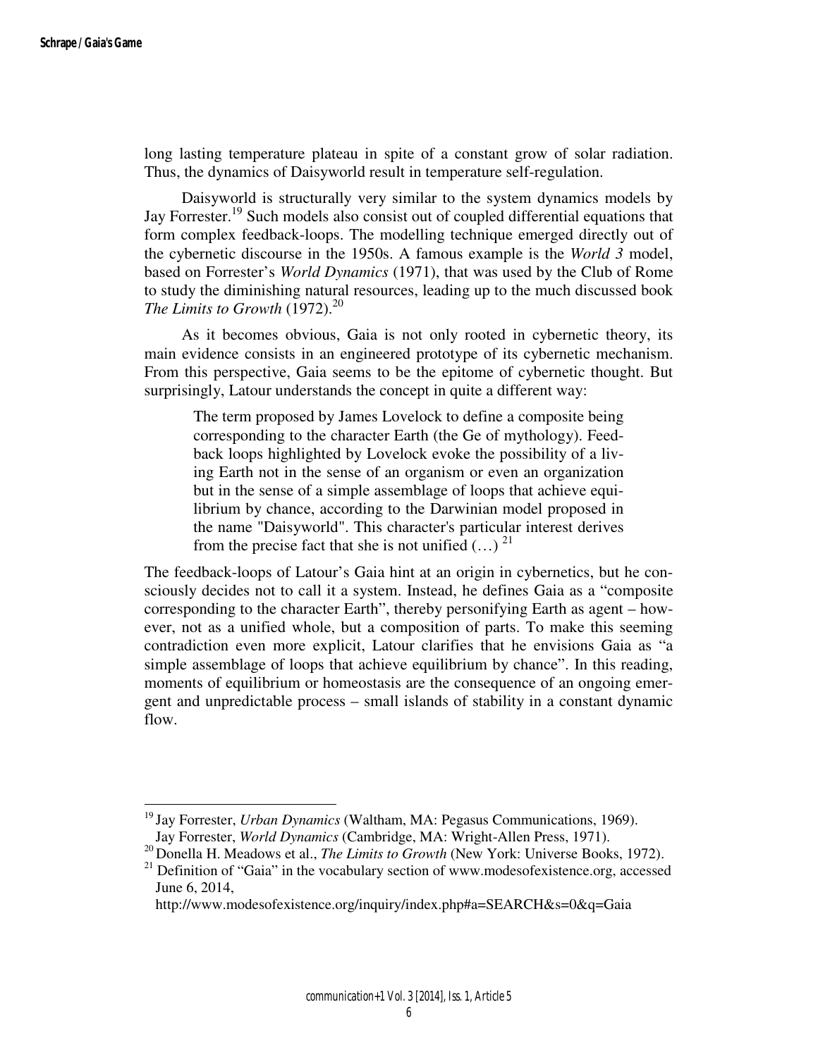long lasting temperature plateau in spite of a constant grow of solar radiation. Thus, the dynamics of Daisyworld result in temperature self-regulation.

Daisyworld is structurally very similar to the system dynamics models by Jay Forrester.[19] Such models also consist out of coupled differential equations that form complex feedback-loops. The modelling technique emerged directly out of the cybernetic discourse in the 1950s. A famous example is the *World 3* model, based on Forrester's *World Dynamics* (1971), that was used by the Club of Rome to study the diminishing natural resources, leading up to the much discussed book *The Limits to Growth* (1972).[20]

As it becomes obvious, Gaia is not only rooted in cybernetic theory, its main evidence consists in an engineered prototype of its cybernetic mechanism. From this perspective, Gaia seems to be the epitome of cybernetic thought. But surprisingly, Latour understands the concept in quite a different way:

> The term proposed by James Lovelock to define a composite being corresponding to the character Earth (the Ge of mythology). Feedback loops highlighted by Lovelock evoke the possibility of a living Earth not in the sense of an organism or even an organization but in the sense of a simple assemblage of loops that achieve equilibrium by chance, according to the Darwinian model proposed in the name "Daisyworld". This character's particular interest derives from the precise fact that she is not unified (…) [21]

The feedback-loops of Latour's Gaia hint at an origin in cybernetics, but he consciously decides not to call it a system. Instead, he defines Gaia as a "composite corresponding to the character Earth", thereby personifying Earth as agent – however, not as a unified whole, but a composition of parts. To make this seeming contradiction even more explicit, Latour clarifies that he envisions Gaia as "a simple assemblage of loops that achieve equilibrium by chance". In this reading, moments of equilibrium or homeostasis are the consequence of an ongoing emergent and unpredictable process – small islands of stability in a constant dynamic flow.

---

[19] Jay Forrester, *Urban Dynamics* (Waltham, MA: Pegasus Communications, 1969). Jay Forrester, *World Dynamics* (Cambridge, MA: Wright-Allen Press, 1971).

[20] Donella H. Meadows et al., *The Limits to Growth* (New York: Universe Books, 1972).

[21] Definition of "Gaia" in the vocabulary section of www.modesofexistence.org, accessed June 6, 2014, http://www.modesofexistence.org/inquiry/index.php#a=SEARCH&s=0&q=Gaia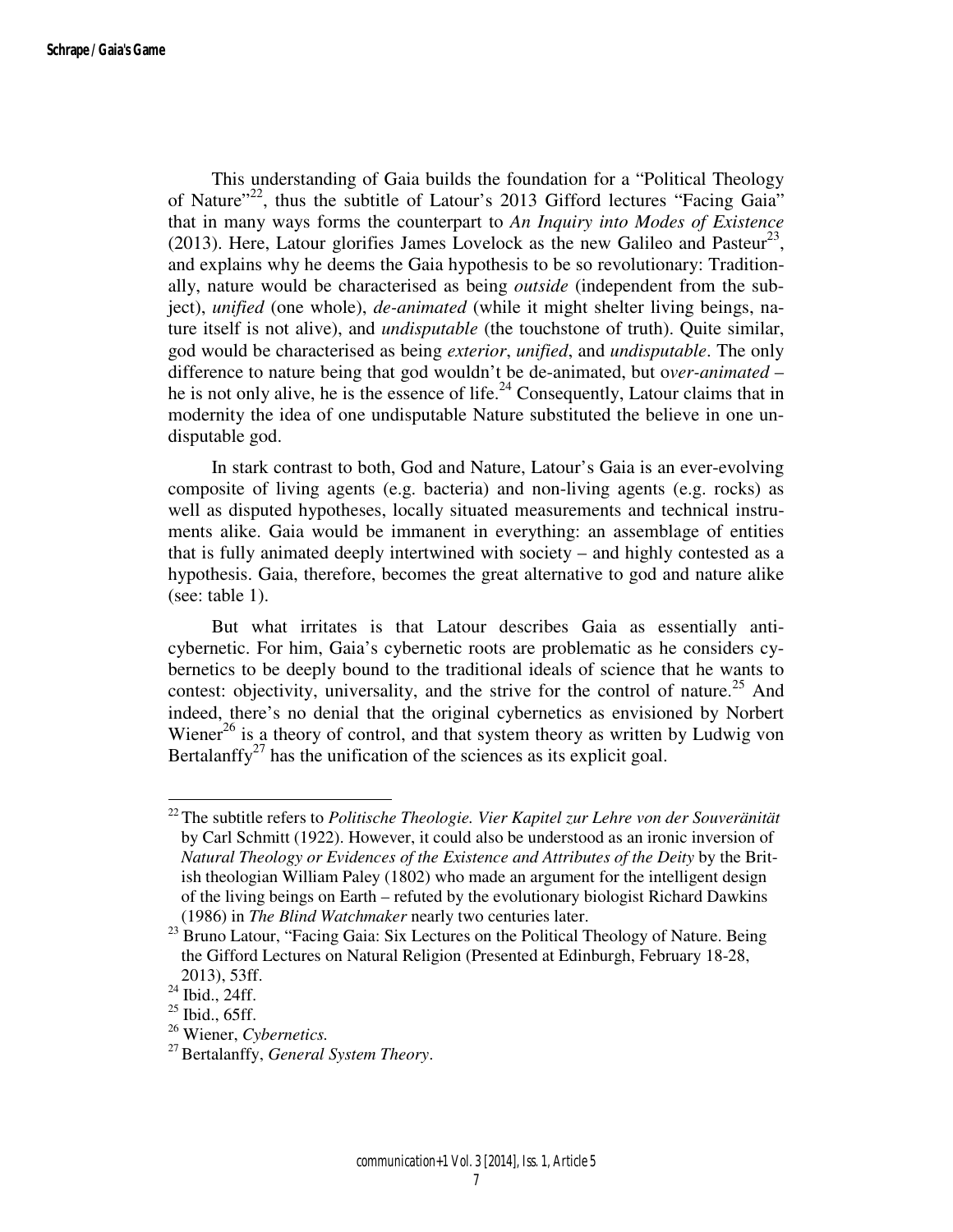This understanding of Gaia builds the foundation for a "Political Theology of Nature"[22], thus the subtitle of Latour's 2013 Gifford lectures "Facing Gaia" that in many ways forms the counterpart to *An Inquiry into Modes of Existence* (2013). Here, Latour glorifies James Lovelock as the new Galileo and Pasteur[23], and explains why he deems the Gaia hypothesis to be so revolutionary: Traditionally, nature would be characterised as being *outside* (independent from the subject), *unified* (one whole), *de-animated* (while it might shelter living beings, nature itself is not alive), and *undisputable* (the touchstone of truth). Quite similar, god would be characterised as being *exterior*, *unified*, and *undisputable*. The only difference to nature being that god wouldn't be de-animated, but o*ver-animated* – he is not only alive, he is the essence of life.[24] Consequently, Latour claims that in modernity the idea of one undisputable Nature substituted the believe in one undisputable god.

In stark contrast to both, God and Nature, Latour's Gaia is an ever-evolving composite of living agents (e.g. bacteria) and non-living agents (e.g. rocks) as well as disputed hypotheses, locally situated measurements and technical instruments alike. Gaia would be immanent in everything: an assemblage of entities that is fully animated deeply intertwined with society – and highly contested as a hypothesis. Gaia, therefore, becomes the great alternative to god and nature alike (see: table 1).

But what irritates is that Latour describes Gaia as essentially anti-cybernetic. For him, Gaia's cybernetic roots are problematic as he considers cybernetics to be deeply bound to the traditional ideals of science that he wants to contest: objectivity, universality, and the strive for the control of nature.[25] And indeed, there's no denial that the original cybernetics as envisioned by Norbert Wiener[26] is a theory of control, and that system theory as written by Ludwig von Bertalanffy[27] has the unification of the sciences as its explicit goal.

---

[22] The subtitle refers to *Politische Theologie. Vier Kapitel zur Lehre von der Souveränität* by Carl Schmitt (1922). However, it could also be understood as an ironic inversion of *Natural Theology or Evidences of the Existence and Attributes of the Deity* by the British theologian William Paley (1802) who made an argument for the intelligent design of the living beings on Earth – refuted by the evolutionary biologist Richard Dawkins (1986) in *The Blind Watchmaker* nearly two centuries later.

[23] Bruno Latour, "Facing Gaia: Six Lectures on the Political Theology of Nature. Being the Gifford Lectures on Natural Religion (Presented at Edinburgh, February 18-28, 2013), 53ff.

[24] Ibid., 24ff.

[25] Ibid., 65ff.

[26] Wiener, *Cybernetics.*

[27] Bertalanffy, *General System Theory*.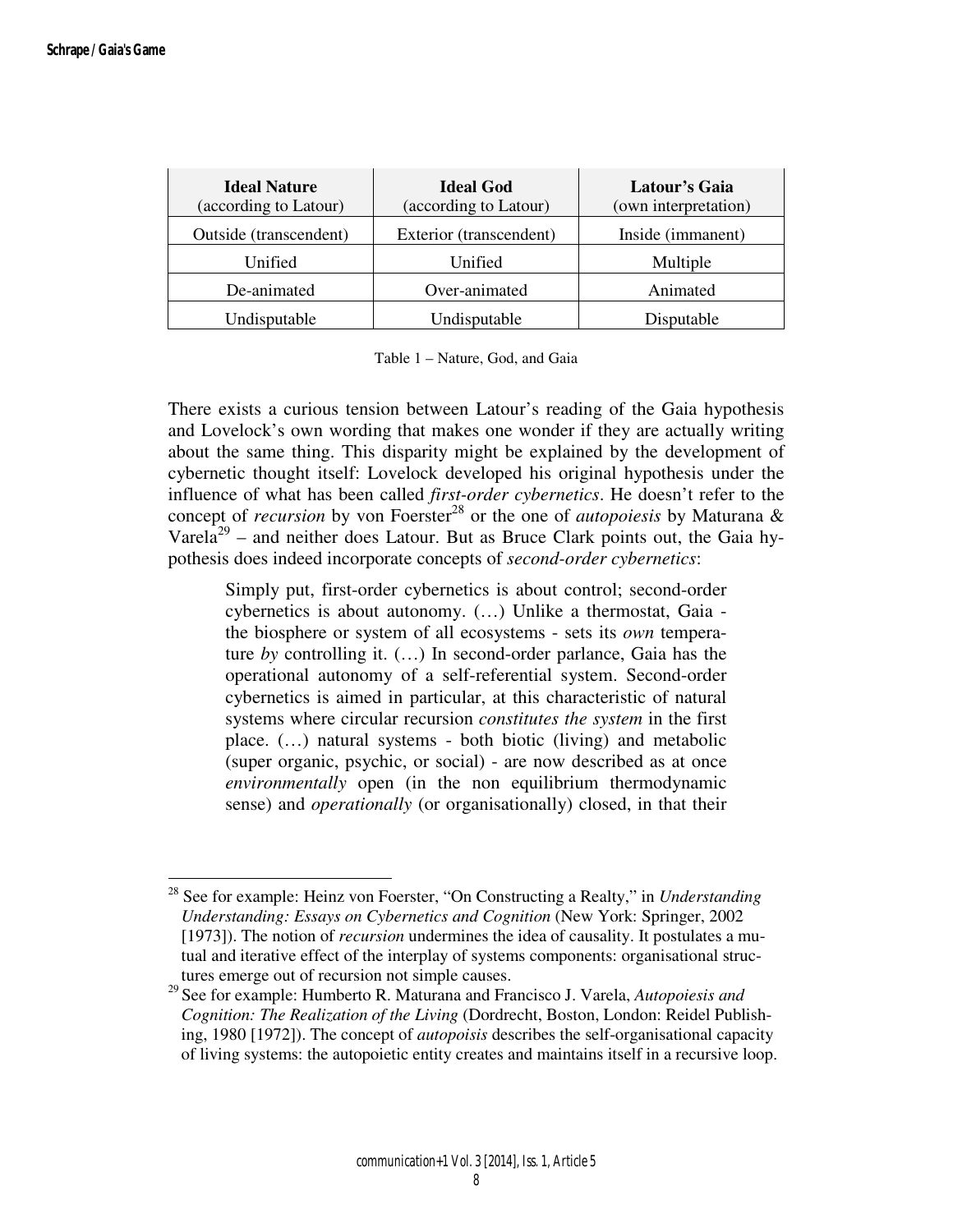| **Ideal Nature** (according to Latour) | **Ideal God** (according to Latour) | **Latour's Gaia** (own interpretation) |
|---|---|---|
| Outside (transcendent) | Exterior (transcendent) | Inside (immanent) |
| Unified | Unified | Multiple |
| De-animated | Over-animated | Animated |
| Undisputable | Undisputable | Disputable |

Table 1 – Nature, God, and Gaia

There exists a curious tension between Latour's reading of the Gaia hypothesis and Lovelock's own wording that makes one wonder if they are actually writing about the same thing. This disparity might be explained by the development of cybernetic thought itself: Lovelock developed his original hypothesis under the influence of what has been called *first-order cybernetics*. He doesn't refer to the concept of *recursion* by von Foerster[28] or the one of *autopoiesis* by Maturana & Varela[29] – and neither does Latour. But as Bruce Clark points out, the Gaia hypothesis does indeed incorporate concepts of *second-order cybernetics*:

> Simply put, first-order cybernetics is about control; second-order cybernetics is about autonomy. (…) Unlike a thermostat, Gaia - the biosphere or system of all ecosystems - sets its *own* temperature *by* controlling it. (…) In second-order parlance, Gaia has the operational autonomy of a self-referential system. Second-order cybernetics is aimed in particular, at this characteristic of natural systems where circular recursion *constitutes the system* in the first place. (…) natural systems - both biotic (living) and metabolic (super organic, psychic, or social) - are now described as at once *environmentally* open (in the non equilibrium thermodynamic sense) and *operationally* (or organisationally) closed, in that their

---

[28] See for example: Heinz von Foerster, "On Constructing a Realty," in *Understanding Understanding: Essays on Cybernetics and Cognition* (New York: Springer, 2002 [1973]). The notion of *recursion* undermines the idea of causality. It postulates a mutual and iterative effect of the interplay of systems components: organisational structures emerge out of recursion not simple causes.

[29] See for example: Humberto R. Maturana and Francisco J. Varela, *Autopoiesis and Cognition: The Realization of the Living* (Dordrecht, Boston, London: Reidel Publishing, 1980 [1972]). The concept of *autopoisis* describes the self-organisational capacity of living systems: the autopoietic entity creates and maintains itself in a recursive loop.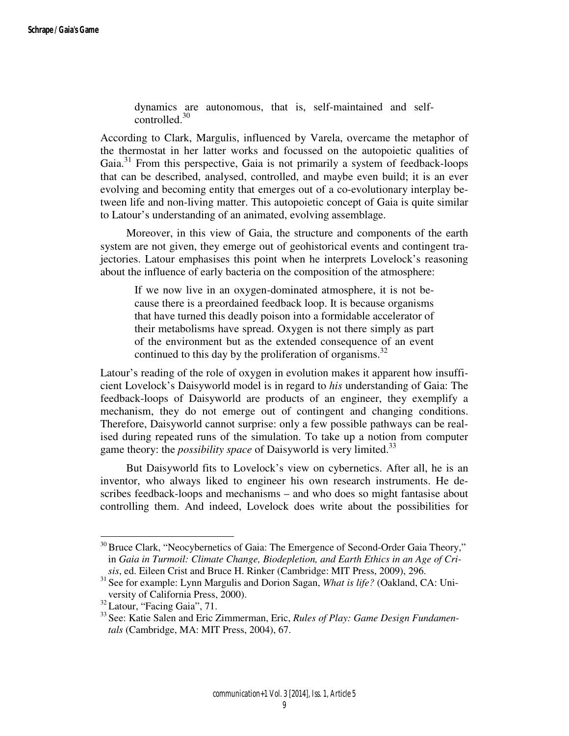> dynamics are autonomous, that is, self-maintained and self-controlled.[30]

According to Clark, Margulis, influenced by Varela, overcame the metaphor of the thermostat in her latter works and focussed on the autopoietic qualities of Gaia.[31] From this perspective, Gaia is not primarily a system of feedback-loops that can be described, analysed, controlled, and maybe even build; it is an ever evolving and becoming entity that emerges out of a co-evolutionary interplay between life and non-living matter. This autopoietic concept of Gaia is quite similar to Latour's understanding of an animated, evolving assemblage.

Moreover, in this view of Gaia, the structure and components of the earth system are not given, they emerge out of geohistorical events and contingent trajectories. Latour emphasises this point when he interprets Lovelock's reasoning about the influence of early bacteria on the composition of the atmosphere:

> If we now live in an oxygen-dominated atmosphere, it is not because there is a preordained feedback loop. It is because organisms that have turned this deadly poison into a formidable accelerator of their metabolisms have spread. Oxygen is not there simply as part of the environment but as the extended consequence of an event continued to this day by the proliferation of organisms.[32]

Latour's reading of the role of oxygen in evolution makes it apparent how insufficient Lovelock's Daisyworld model is in regard to *his* understanding of Gaia: The feedback-loops of Daisyworld are products of an engineer, they exemplify a mechanism, they do not emerge out of contingent and changing conditions. Therefore, Daisyworld cannot surprise: only a few possible pathways can be realised during repeated runs of the simulation. To take up a notion from computer game theory: the *possibility space* of Daisyworld is very limited.[33]

But Daisyworld fits to Lovelock's view on cybernetics. After all, he is an inventor, who always liked to engineer his own research instruments. He describes feedback-loops and mechanisms – and who does so might fantasise about controlling them. And indeed, Lovelock does write about the possibilities for

---

[30] Bruce Clark, "Neocybernetics of Gaia: The Emergence of Second-Order Gaia Theory," in *Gaia in Turmoil: Climate Change, Biodepletion, and Earth Ethics in an Age of Crisis*, ed. Eileen Crist and Bruce H. Rinker (Cambridge: MIT Press, 2009), 296.

[31] See for example: Lynn Margulis and Dorion Sagan, *What is life?* (Oakland, CA: University of California Press, 2000).

[32] Latour, "Facing Gaia", 71.

[33] See: Katie Salen and Eric Zimmerman, Eric, *Rules of Play: Game Design Fundamentals* (Cambridge, MA: MIT Press, 2004), 67.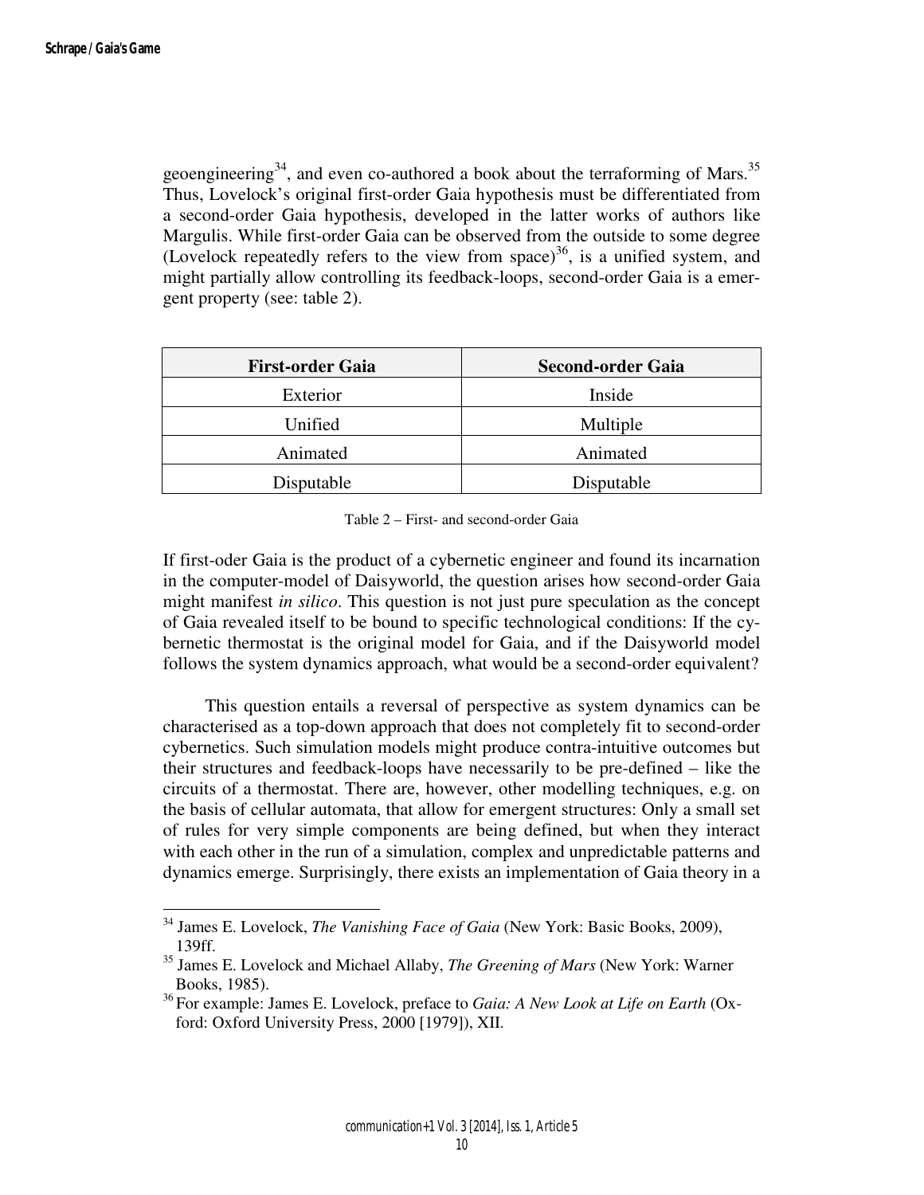geoengineering[34], and even co-authored a book about the terraforming of Mars.[35] Thus, Lovelock's original first-order Gaia hypothesis must be differentiated from a second-order Gaia hypothesis, developed in the latter works of authors like Margulis. While first-order Gaia can be observed from the outside to some degree (Lovelock repeatedly refers to the view from space)[36], is a unified system, and might partially allow controlling its feedback-loops, second-order Gaia is a emergent property (see: table 2).

| First-order Gaia | Second-order Gaia |
| --- | --- |
| Exterior | Inside |
| Unified | Multiple |
| Animated | Animated |
| Disputable | Disputable |

Table 2 – First- and second-order Gaia

If first-oder Gaia is the product of a cybernetic engineer and found its incarnation in the computer-model of Daisyworld, the question arises how second-order Gaia might manifest *in silico*. This question is not just pure speculation as the concept of Gaia revealed itself to be bound to specific technological conditions: If the cybernetic thermostat is the original model for Gaia, and if the Daisyworld model follows the system dynamics approach, what would be a second-order equivalent?

This question entails a reversal of perspective as system dynamics can be characterised as a top-down approach that does not completely fit to second-order cybernetics. Such simulation models might produce contra-intuitive outcomes but their structures and feedback-loops have necessarily to be pre-defined – like the circuits of a thermostat. There are, however, other modelling techniques, e.g. on the basis of cellular automata, that allow for emergent structures: Only a small set of rules for very simple components are being defined, but when they interact with each other in the run of a simulation, complex and unpredictable patterns and dynamics emerge. Surprisingly, there exists an implementation of Gaia theory in a

---

[34] James E. Lovelock, *The Vanishing Face of Gaia* (New York: Basic Books, 2009), 139ff.

[35] James E. Lovelock and Michael Allaby, *The Greening of Mars* (New York: Warner Books, 1985).

[36] For example: James E. Lovelock, preface to *Gaia: A New Look at Life on Earth* (Oxford: Oxford University Press, 2000 [1979]), XII.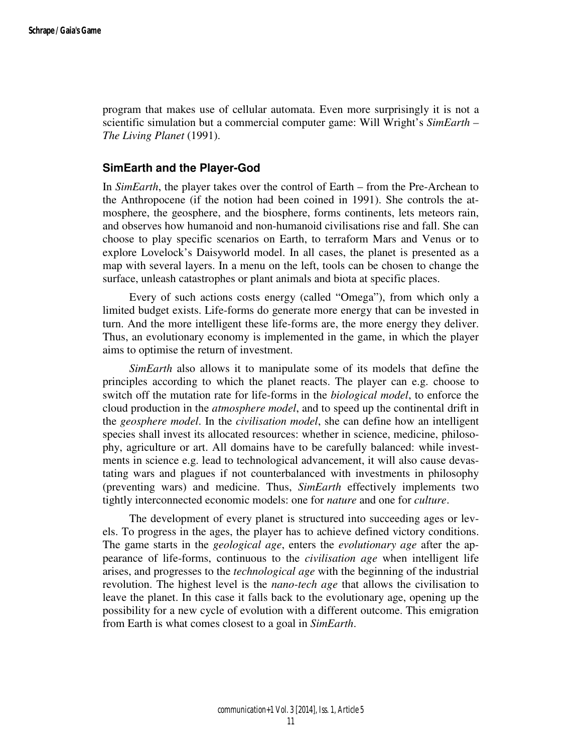program that makes use of cellular automata. Even more surprisingly it is not a scientific simulation but a commercial computer game: Will Wright's *SimEarth – The Living Planet* (1991).

## SimEarth and the Player-God

In *SimEarth*, the player takes over the control of Earth – from the Pre-Archean to the Anthropocene (if the notion had been coined in 1991). She controls the atmosphere, the geosphere, and the biosphere, forms continents, lets meteors rain, and observes how humanoid and non-humanoid civilisations rise and fall. She can choose to play specific scenarios on Earth, to terraform Mars and Venus or to explore Lovelock's Daisyworld model. In all cases, the planet is presented as a map with several layers. In a menu on the left, tools can be chosen to change the surface, unleash catastrophes or plant animals and biota at specific places.

Every of such actions costs energy (called "Omega"), from which only a limited budget exists. Life-forms do generate more energy that can be invested in turn. And the more intelligent these life-forms are, the more energy they deliver. Thus, an evolutionary economy is implemented in the game, in which the player aims to optimise the return of investment.

*SimEarth* also allows it to manipulate some of its models that define the principles according to which the planet reacts. The player can e.g. choose to switch off the mutation rate for life-forms in the *biological model*, to enforce the cloud production in the *atmosphere model*, and to speed up the continental drift in the *geosphere model*. In the *civilisation model*, she can define how an intelligent species shall invest its allocated resources: whether in science, medicine, philosophy, agriculture or art. All domains have to be carefully balanced: while investments in science e.g. lead to technological advancement, it will also cause devastating wars and plagues if not counterbalanced with investments in philosophy (preventing wars) and medicine. Thus, *SimEarth* effectively implements two tightly interconnected economic models: one for *nature* and one for *culture*.

The development of every planet is structured into succeeding ages or levels. To progress in the ages, the player has to achieve defined victory conditions. The game starts in the *geological age*, enters the *evolutionary age* after the appearance of life-forms, continuous to the *civilisation age* when intelligent life arises, and progresses to the *technological age* with the beginning of the industrial revolution. The highest level is the *nano-tech age* that allows the civilisation to leave the planet. In this case it falls back to the evolutionary age, opening up the possibility for a new cycle of evolution with a different outcome. This emigration from Earth is what comes closest to a goal in *SimEarth*.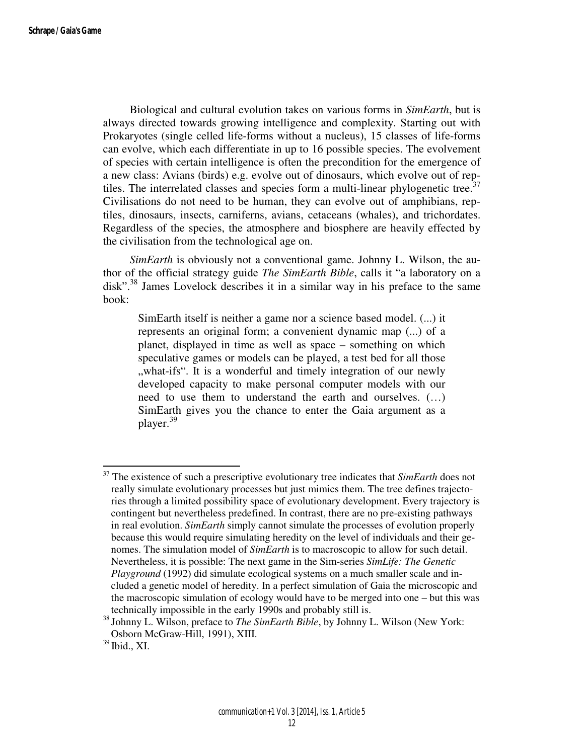Biological and cultural evolution takes on various forms in *SimEarth*, but is always directed towards growing intelligence and complexity. Starting out with Prokaryotes (single celled life-forms without a nucleus), 15 classes of life-forms can evolve, which each differentiate in up to 16 possible species. The evolvement of species with certain intelligence is often the precondition for the emergence of a new class: Avians (birds) e.g. evolve out of dinosaurs, which evolve out of reptiles. The interrelated classes and species form a multi-linear phylogenetic tree.[37] Civilisations do not need to be human, they can evolve out of amphibians, reptiles, dinosaurs, insects, carniferns, avians, cetaceans (whales), and trichordates. Regardless of the species, the atmosphere and biosphere are heavily effected by the civilisation from the technological age on.

*SimEarth* is obviously not a conventional game. Johnny L. Wilson, the author of the official strategy guide *The SimEarth Bible*, calls it "a laboratory on a disk".[38] James Lovelock describes it in a similar way in his preface to the same book:

> SimEarth itself is neither a game nor a science based model. (...) it represents an original form; a convenient dynamic map (...) of a planet, displayed in time as well as space – something on which speculative games or models can be played, a test bed for all those „what-ifs". It is a wonderful and timely integration of our newly developed capacity to make personal computer models with our need to use them to understand the earth and ourselves. (…) SimEarth gives you the chance to enter the Gaia argument as a player.[39]

---

[37] The existence of such a prescriptive evolutionary tree indicates that *SimEarth* does not really simulate evolutionary processes but just mimics them. The tree defines trajectories through a limited possibility space of evolutionary development. Every trajectory is contingent but nevertheless predefined. In contrast, there are no pre-existing pathways in real evolution. *SimEarth* simply cannot simulate the processes of evolution properly because this would require simulating heredity on the level of individuals and their genomes. The simulation model of *SimEarth* is to macroscopic to allow for such detail. Nevertheless, it is possible: The next game in the Sim-series *SimLife: The Genetic Playground* (1992) did simulate ecological systems on a much smaller scale and included a genetic model of heredity. In a perfect simulation of Gaia the microscopic and the macroscopic simulation of ecology would have to be merged into one – but this was technically impossible in the early 1990s and probably still is.

[38] Johnny L. Wilson, preface to *The SimEarth Bible*, by Johnny L. Wilson (New York: Osborn McGraw-Hill, 1991), XIII.

[39] Ibid., XI.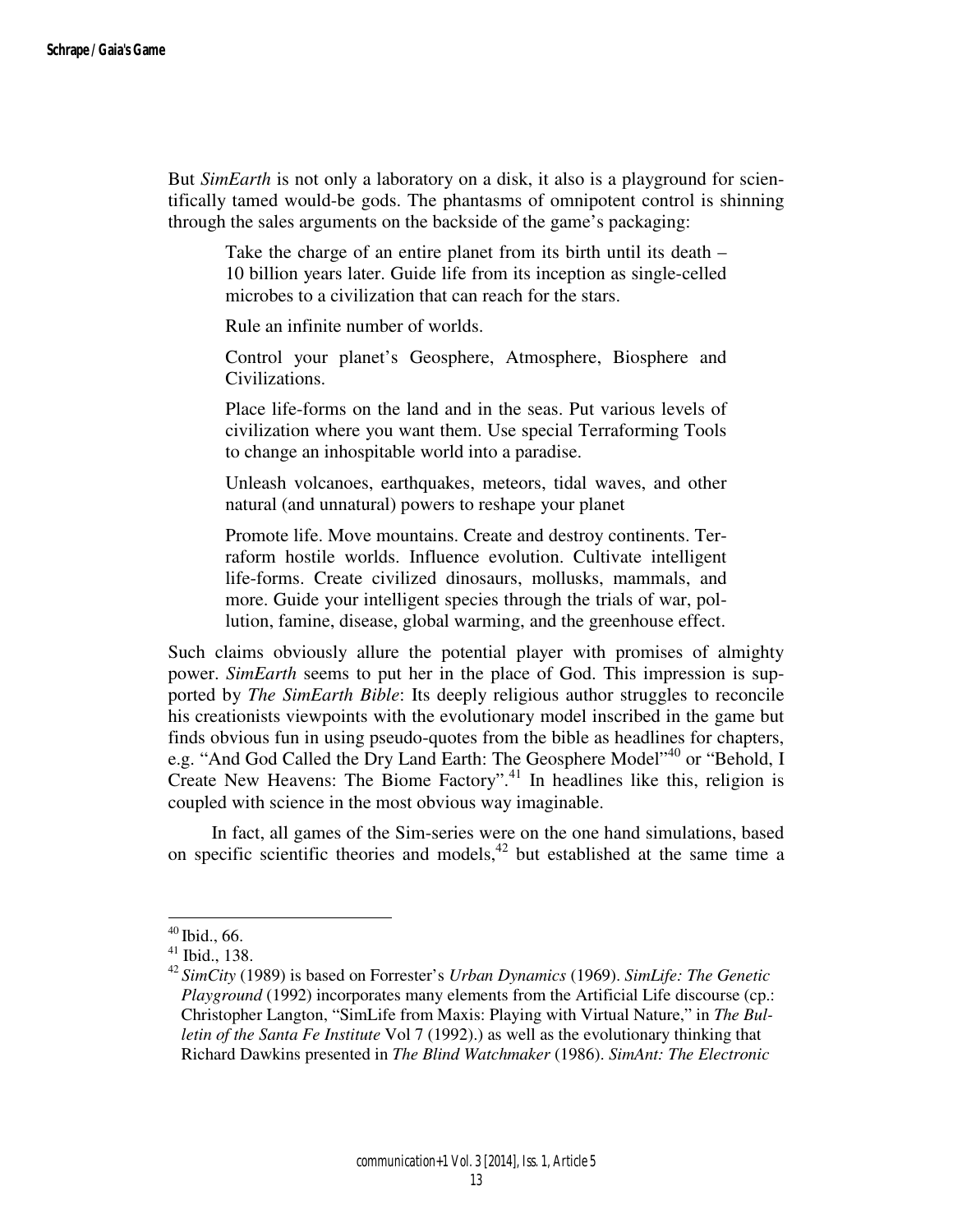But *SimEarth* is not only a laboratory on a disk, it also is a playground for scientifically tamed would-be gods. The phantasms of omnipotent control is shinning through the sales arguments on the backside of the game's packaging:

> Take the charge of an entire planet from its birth until its death – 10 billion years later. Guide life from its inception as single-celled microbes to a civilization that can reach for the stars.
>
> Rule an infinite number of worlds.
>
> Control your planet's Geosphere, Atmosphere, Biosphere and Civilizations.
>
> Place life-forms on the land and in the seas. Put various levels of civilization where you want them. Use special Terraforming Tools to change an inhospitable world into a paradise.
>
> Unleash volcanoes, earthquakes, meteors, tidal waves, and other natural (and unnatural) powers to reshape your planet
>
> Promote life. Move mountains. Create and destroy continents. Terraform hostile worlds. Influence evolution. Cultivate intelligent life-forms. Create civilized dinosaurs, mollusks, mammals, and more. Guide your intelligent species through the trials of war, pollution, famine, disease, global warming, and the greenhouse effect.

Such claims obviously allure the potential player with promises of almighty power. *SimEarth* seems to put her in the place of God. This impression is supported by *The SimEarth Bible*: Its deeply religious author struggles to reconcile his creationists viewpoints with the evolutionary model inscribed in the game but finds obvious fun in using pseudo-quotes from the bible as headlines for chapters, e.g. "And God Called the Dry Land Earth: The Geosphere Model"[40] or "Behold, I Create New Heavens: The Biome Factory".[41] In headlines like this, religion is coupled with science in the most obvious way imaginable.

In fact, all games of the Sim-series were on the one hand simulations, based on specific scientific theories and models,[42] but established at the same time a

---

[40] Ibid., 66.

[41] Ibid., 138.

[42] *SimCity* (1989) is based on Forrester's *Urban Dynamics* (1969). *SimLife: The Genetic Playground* (1992) incorporates many elements from the Artificial Life discourse (cp.: Christopher Langton, "SimLife from Maxis: Playing with Virtual Nature," in *The Bulletin of the Santa Fe Institute* Vol 7 (1992).) as well as the evolutionary thinking that Richard Dawkins presented in *The Blind Watchmaker* (1986). *SimAnt: The Electronic*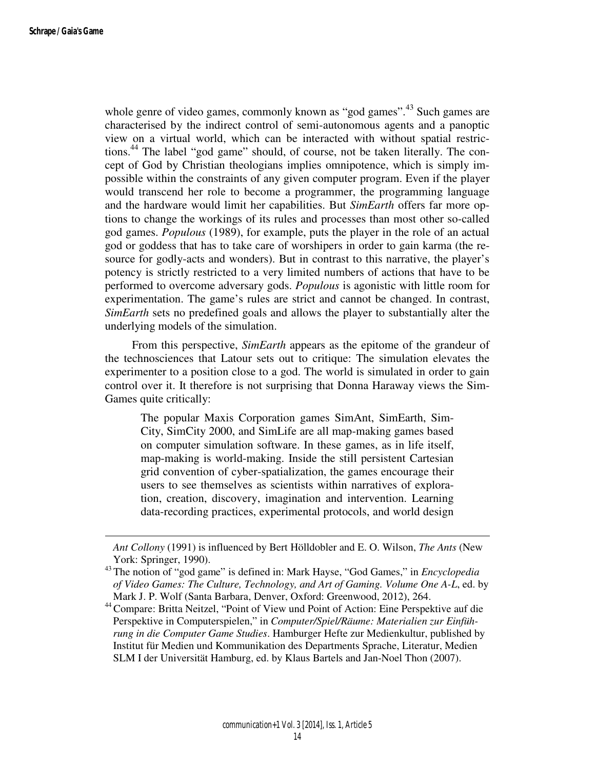whole genre of video games, commonly known as "god games".[43] Such games are characterised by the indirect control of semi-autonomous agents and a panoptic view on a virtual world, which can be interacted with without spatial restrictions.[44] The label "god game" should, of course, not be taken literally. The concept of God by Christian theologians implies omnipotence, which is simply impossible within the constraints of any given computer program. Even if the player would transcend her role to become a programmer, the programming language and the hardware would limit her capabilities. But *SimEarth* offers far more options to change the workings of its rules and processes than most other so-called god games. *Populous* (1989), for example, puts the player in the role of an actual god or goddess that has to take care of worshipers in order to gain karma (the resource for godly-acts and wonders). But in contrast to this narrative, the player's potency is strictly restricted to a very limited numbers of actions that have to be performed to overcome adversary gods. *Populous* is agonistic with little room for experimentation. The game's rules are strict and cannot be changed. In contrast, *SimEarth* sets no predefined goals and allows the player to substantially alter the underlying models of the simulation.

From this perspective, *SimEarth* appears as the epitome of the grandeur of the technosciences that Latour sets out to critique: The simulation elevates the experimenter to a position close to a god. The world is simulated in order to gain control over it. It therefore is not surprising that Donna Haraway views the Sim-Games quite critically:

> The popular Maxis Corporation games SimAnt, SimEarth, SimCity, SimCity 2000, and SimLife are all map-making games based on computer simulation software. In these games, as in life itself, map-making is world-making. Inside the still persistent Cartesian grid convention of cyber-spatialization, the games encourage their users to see themselves as scientists within narratives of exploration, creation, discovery, imagination and intervention. Learning data-recording practices, experimental protocols, and world design

*Ant Collony* (1991) is influenced by Bert Hölldobler and E. O. Wilson, *The Ants* (New York: Springer, 1990).

[43] The notion of "god game" is defined in: Mark Hayse, "God Games," in *Encyclopedia of Video Games: The Culture, Technology, and Art of Gaming. Volume One A-L*, ed. by Mark J. P. Wolf (Santa Barbara, Denver, Oxford: Greenwood, 2012), 264.

[44] Compare: Britta Neitzel, "Point of View und Point of Action: Eine Perspektive auf die Perspektive in Computerspielen," in *Computer/Spiel/Räume: Materialien zur Einführung in die Computer Game Studies*. Hamburger Hefte zur Medienkultur, published by Institut für Medien und Kommunikation des Departments Sprache, Literatur, Medien SLM I der Universität Hamburg, ed. by Klaus Bartels and Jan-Noel Thon (2007).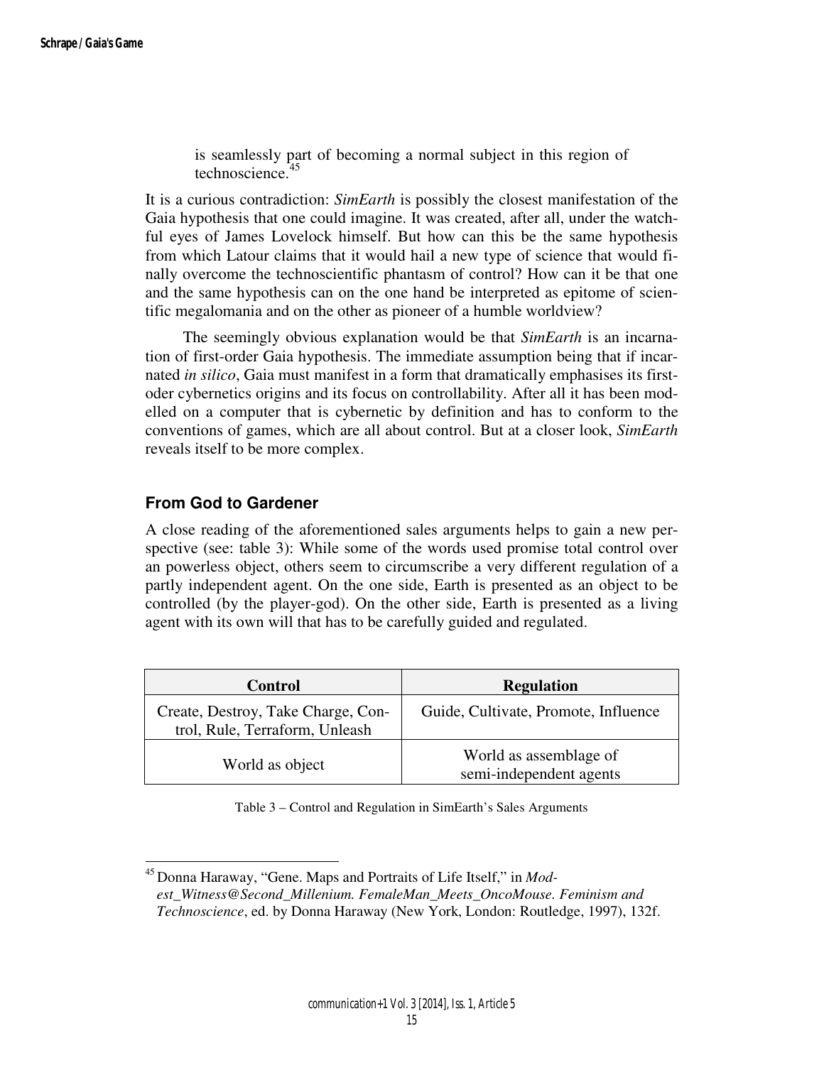is seamlessly part of becoming a normal subject in this region of technoscience.[45]

It is a curious contradiction: *SimEarth* is possibly the closest manifestation of the Gaia hypothesis that one could imagine. It was created, after all, under the watchful eyes of James Lovelock himself. But how can this be the same hypothesis from which Latour claims that it would hail a new type of science that would finally overcome the technoscientific phantasm of control? How can it be that one and the same hypothesis can on the one hand be interpreted as epitome of scientific megalomania and on the other as pioneer of a humble worldview?

The seemingly obvious explanation would be that *SimEarth* is an incarnation of first-order Gaia hypothesis. The immediate assumption being that if incarnated *in silico*, Gaia must manifest in a form that dramatically emphasises its first-oder cybernetics origins and its focus on controllability. After all it has been modelled on a computer that is cybernetic by definition and has to conform to the conventions of games, which are all about control. But at a closer look, *SimEarth* reveals itself to be more complex.

## From God to Gardener

A close reading of the aforementioned sales arguments helps to gain a new perspective (see: table 3): While some of the words used promise total control over an powerless object, others seem to circumscribe a very different regulation of a partly independent agent. On the one side, Earth is presented as an object to be controlled (by the player-god). On the other side, Earth is presented as a living agent with its own will that has to be carefully guided and regulated.

| Control | Regulation |
|---|---|
| Create, Destroy, Take Charge, Control, Rule, Terraform, Unleash | Guide, Cultivate, Promote, Influence |
| World as object | World as assemblage of semi-independent agents |

Table 3 – Control and Regulation in SimEarth's Sales Arguments

[45] Donna Haraway, "Gene. Maps and Portraits of Life Itself," in *Modest_Witness@Second_Millenium. FemaleMan_Meets_OncoMouse. Feminism and Technoscience*, ed. by Donna Haraway (New York, London: Routledge, 1997), 132f.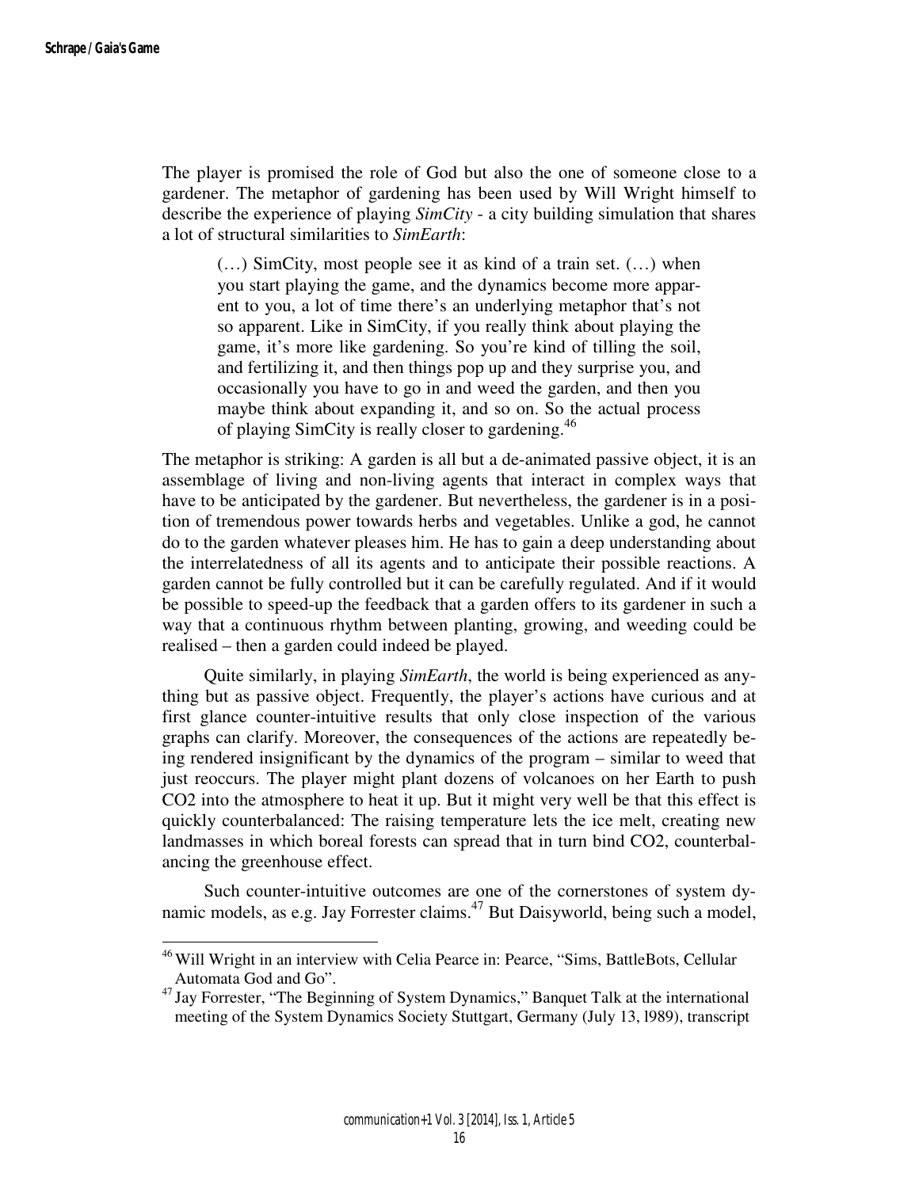The player is promised the role of God but also the one of someone close to a gardener. The metaphor of gardening has been used by Will Wright himself to describe the experience of playing *SimCity* - a city building simulation that shares a lot of structural similarities to *SimEarth*:

> (…) SimCity, most people see it as kind of a train set. (…) when you start playing the game, and the dynamics become more apparent to you, a lot of time there's an underlying metaphor that's not so apparent. Like in SimCity, if you really think about playing the game, it's more like gardening. So you're kind of tilling the soil, and fertilizing it, and then things pop up and they surprise you, and occasionally you have to go in and weed the garden, and then you maybe think about expanding it, and so on. So the actual process of playing SimCity is really closer to gardening.[46]

The metaphor is striking: A garden is all but a de-animated passive object, it is an assemblage of living and non-living agents that interact in complex ways that have to be anticipated by the gardener. But nevertheless, the gardener is in a position of tremendous power towards herbs and vegetables. Unlike a god, he cannot do to the garden whatever pleases him. He has to gain a deep understanding about the interrelatedness of all its agents and to anticipate their possible reactions. A garden cannot be fully controlled but it can be carefully regulated. And if it would be possible to speed-up the feedback that a garden offers to its gardener in such a way that a continuous rhythm between planting, growing, and weeding could be realised – then a garden could indeed be played.

Quite similarly, in playing *SimEarth*, the world is being experienced as anything but as passive object. Frequently, the player's actions have curious and at first glance counter-intuitive results that only close inspection of the various graphs can clarify. Moreover, the consequences of the actions are repeatedly being rendered insignificant by the dynamics of the program – similar to weed that just reoccurs. The player might plant dozens of volcanoes on her Earth to push $CO_2$ into the atmosphere to heat it up. But it might very well be that this effect is quickly counterbalanced: The raising temperature lets the ice melt, creating new landmasses in which boreal forests can spread that in turn bind $CO_2$, counterbalancing the greenhouse effect.

Such counter-intuitive outcomes are one of the cornerstones of system dynamic models, as e.g. Jay Forrester claims.[47] But Daisyworld, being such a model,

---

[46] Will Wright in an interview with Celia Pearce in: Pearce, "Sims, BattleBots, Cellular Automata God and Go".

[47] Jay Forrester, "The Beginning of System Dynamics," Banquet Talk at the international meeting of the System Dynamics Society Stuttgart, Germany (July 13, l989), transcript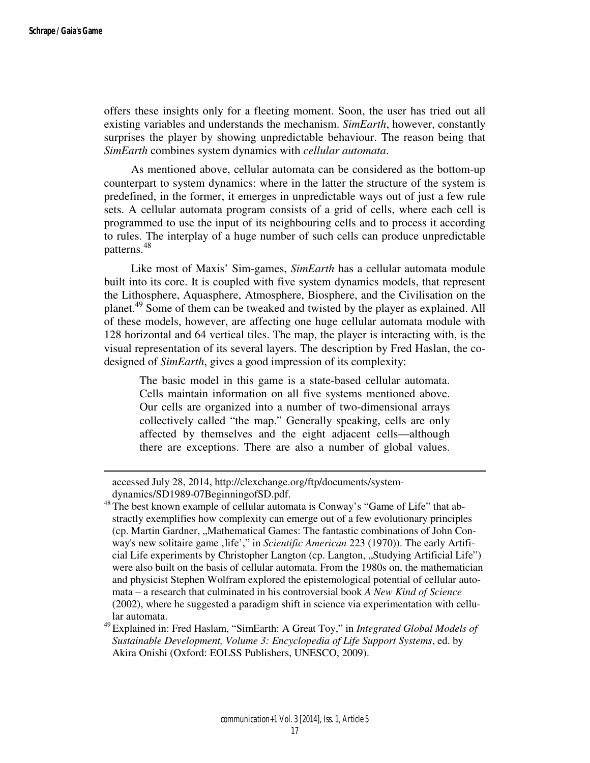offers these insights only for a fleeting moment. Soon, the user has tried out all existing variables and understands the mechanism. *SimEarth*, however, constantly surprises the player by showing unpredictable behaviour. The reason being that *SimEarth* combines system dynamics with *cellular automata*.

As mentioned above, cellular automata can be considered as the bottom-up counterpart to system dynamics: where in the latter the structure of the system is predefined, in the former, it emerges in unpredictable ways out of just a few rule sets. A cellular automata program consists of a grid of cells, where each cell is programmed to use the input of its neighbouring cells and to process it according to rules. The interplay of a huge number of such cells can produce unpredictable patterns.[48]

Like most of Maxis' Sim-games, *SimEarth* has a cellular automata module built into its core. It is coupled with five system dynamics models, that represent the Lithosphere, Aquasphere, Atmosphere, Biosphere, and the Civilisation on the planet.[49] Some of them can be tweaked and twisted by the player as explained. All of these models, however, are affecting one huge cellular automata module with 128 horizontal and 64 vertical tiles. The map, the player is interacting with, is the visual representation of its several layers. The description by Fred Haslan, the co-designed of *SimEarth*, gives a good impression of its complexity:

> The basic model in this game is a state-based cellular automata. Cells maintain information on all five systems mentioned above. Our cells are organized into a number of two-dimensional arrays collectively called "the map." Generally speaking, cells are only affected by themselves and the eight adjacent cells—although there are exceptions. There are also a number of global values.

---

accessed July 28, 2014, http://clexchange.org/ftp/documents/system-dynamics/SD1989-07BeginningofSD.pdf.

[48] The best known example of cellular automata is Conway's "Game of Life" that abstractly exemplifies how complexity can emerge out of a few evolutionary principles (cp. Martin Gardner, „Mathematical Games: The fantastic combinations of John Conway's new solitaire game ‚life'," in *Scientific American* 223 (1970)). The early Artificial Life experiments by Christopher Langton (cp. Langton, „Studying Artificial Life") were also built on the basis of cellular automata. From the 1980s on, the mathematician and physicist Stephen Wolfram explored the epistemological potential of cellular automata – a research that culminated in his controversial book *A New Kind of Science* (2002), where he suggested a paradigm shift in science via experimentation with cellular automata.

[49] Explained in: Fred Haslam, "SimEarth: A Great Toy," in *Integrated Global Models of Sustainable Development, Volume 3: Encyclopedia of Life Support Systems*, ed. by Akira Onishi (Oxford: EOLSS Publishers, UNESCO, 2009).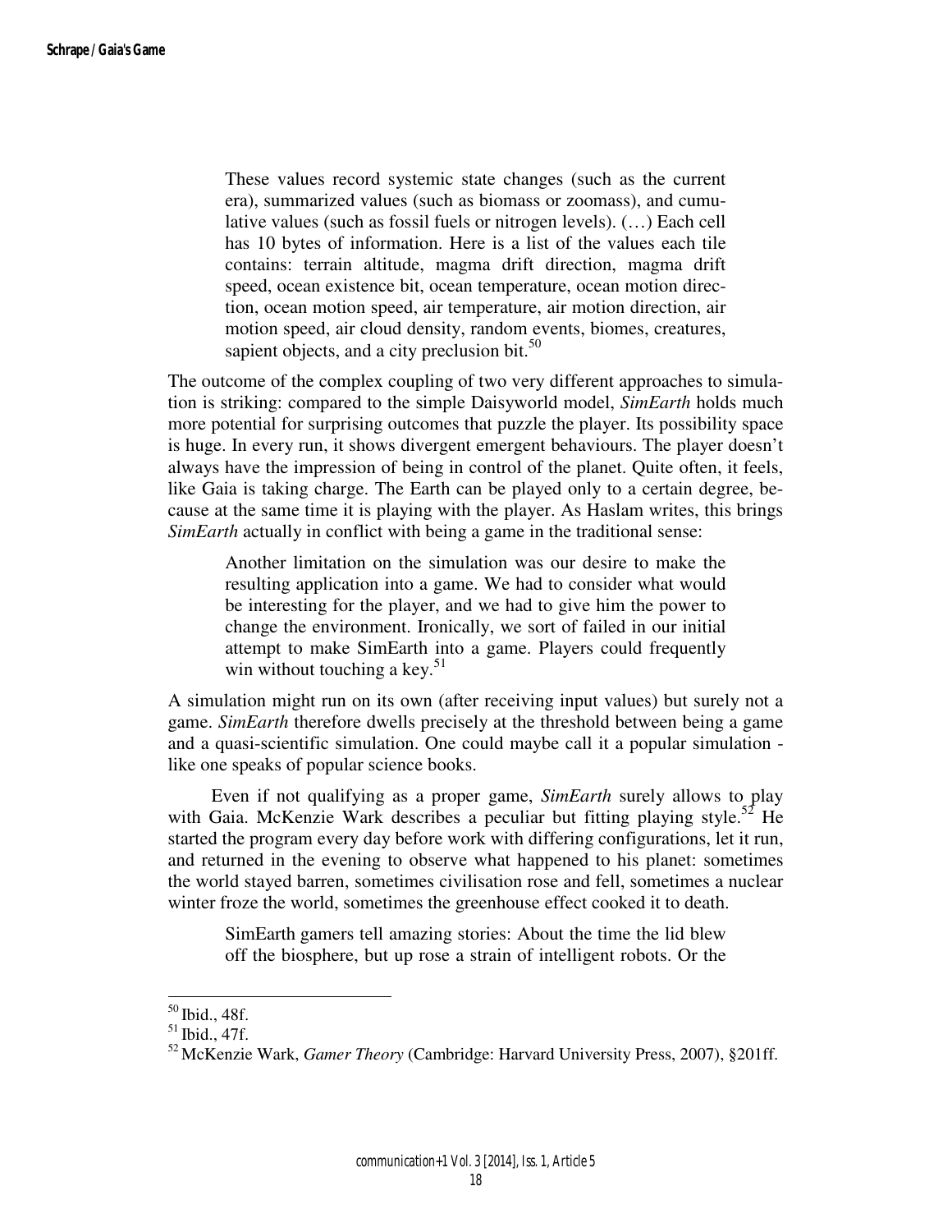> These values record systemic state changes (such as the current era), summarized values (such as biomass or zoomass), and cumulative values (such as fossil fuels or nitrogen levels). (…) Each cell has 10 bytes of information. Here is a list of the values each tile contains: terrain altitude, magma drift direction, magma drift speed, ocean existence bit, ocean temperature, ocean motion direction, ocean motion speed, air temperature, air motion direction, air motion speed, air cloud density, random events, biomes, creatures, sapient objects, and a city preclusion bit.[50]

The outcome of the complex coupling of two very different approaches to simulation is striking: compared to the simple Daisyworld model, *SimEarth* holds much more potential for surprising outcomes that puzzle the player. Its possibility space is huge. In every run, it shows divergent emergent behaviours. The player doesn't always have the impression of being in control of the planet. Quite often, it feels, like Gaia is taking charge. The Earth can be played only to a certain degree, because at the same time it is playing with the player. As Haslam writes, this brings *SimEarth* actually in conflict with being a game in the traditional sense:

> Another limitation on the simulation was our desire to make the resulting application into a game. We had to consider what would be interesting for the player, and we had to give him the power to change the environment. Ironically, we sort of failed in our initial attempt to make SimEarth into a game. Players could frequently win without touching a key.[51]

A simulation might run on its own (after receiving input values) but surely not a game. *SimEarth* therefore dwells precisely at the threshold between being a game and a quasi-scientific simulation. One could maybe call it a popular simulation - like one speaks of popular science books.

Even if not qualifying as a proper game, *SimEarth* surely allows to play with Gaia. McKenzie Wark describes a peculiar but fitting playing style.[52] He started the program every day before work with differing configurations, let it run, and returned in the evening to observe what happened to his planet: sometimes the world stayed barren, sometimes civilisation rose and fell, sometimes a nuclear winter froze the world, sometimes the greenhouse effect cooked it to death.

> SimEarth gamers tell amazing stories: About the time the lid blew off the biosphere, but up rose a strain of intelligent robots. Or the

---

[50] Ibid., 48f.

[51] Ibid., 47f.

[52] McKenzie Wark, *Gamer Theory* (Cambridge: Harvard University Press, 2007), §201ff.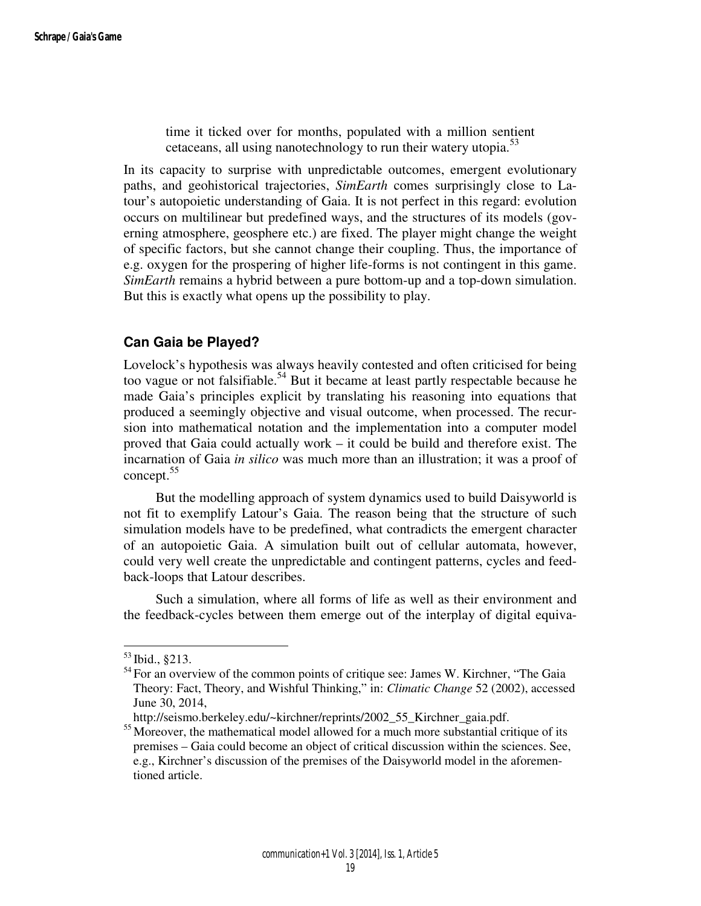> time it ticked over for months, populated with a million sentient cetaceans, all using nanotechnology to run their watery utopia.[53]

In its capacity to surprise with unpredictable outcomes, emergent evolutionary paths, and geohistorical trajectories, *SimEarth* comes surprisingly close to Latour's autopoietic understanding of Gaia. It is not perfect in this regard: evolution occurs on multilinear but predefined ways, and the structures of its models (governing atmosphere, geosphere etc.) are fixed. The player might change the weight of specific factors, but she cannot change their coupling. Thus, the importance of e.g. oxygen for the prospering of higher life-forms is not contingent in this game. *SimEarth* remains a hybrid between a pure bottom-up and a top-down simulation. But this is exactly what opens up the possibility to play.

## Can Gaia be Played?

Lovelock's hypothesis was always heavily contested and often criticised for being too vague or not falsifiable.[54] But it became at least partly respectable because he made Gaia's principles explicit by translating his reasoning into equations that produced a seemingly objective and visual outcome, when processed. The recursion into mathematical notation and the implementation into a computer model proved that Gaia could actually work – it could be build and therefore exist. The incarnation of Gaia *in silico* was much more than an illustration; it was a proof of concept.[55]

But the modelling approach of system dynamics used to build Daisyworld is not fit to exemplify Latour's Gaia. The reason being that the structure of such simulation models have to be predefined, what contradicts the emergent character of an autopoietic Gaia. A simulation built out of cellular automata, however, could very well create the unpredictable and contingent patterns, cycles and feedback-loops that Latour describes.

Such a simulation, where all forms of life as well as their environment and the feedback-cycles between them emerge out of the interplay of digital equiva-

---

[53] Ibid., §213.

[54] For an overview of the common points of critique see: James W. Kirchner, "The Gaia Theory: Fact, Theory, and Wishful Thinking," in: *Climatic Change* 52 (2002), accessed June 30, 2014, http://seismo.berkeley.edu/~kirchner/reprints/2002_55_Kirchner_gaia.pdf.

[55] Moreover, the mathematical model allowed for a much more substantial critique of its premises – Gaia could become an object of critical discussion within the sciences. See, e.g., Kirchner's discussion of the premises of the Daisyworld model in the aforementioned article.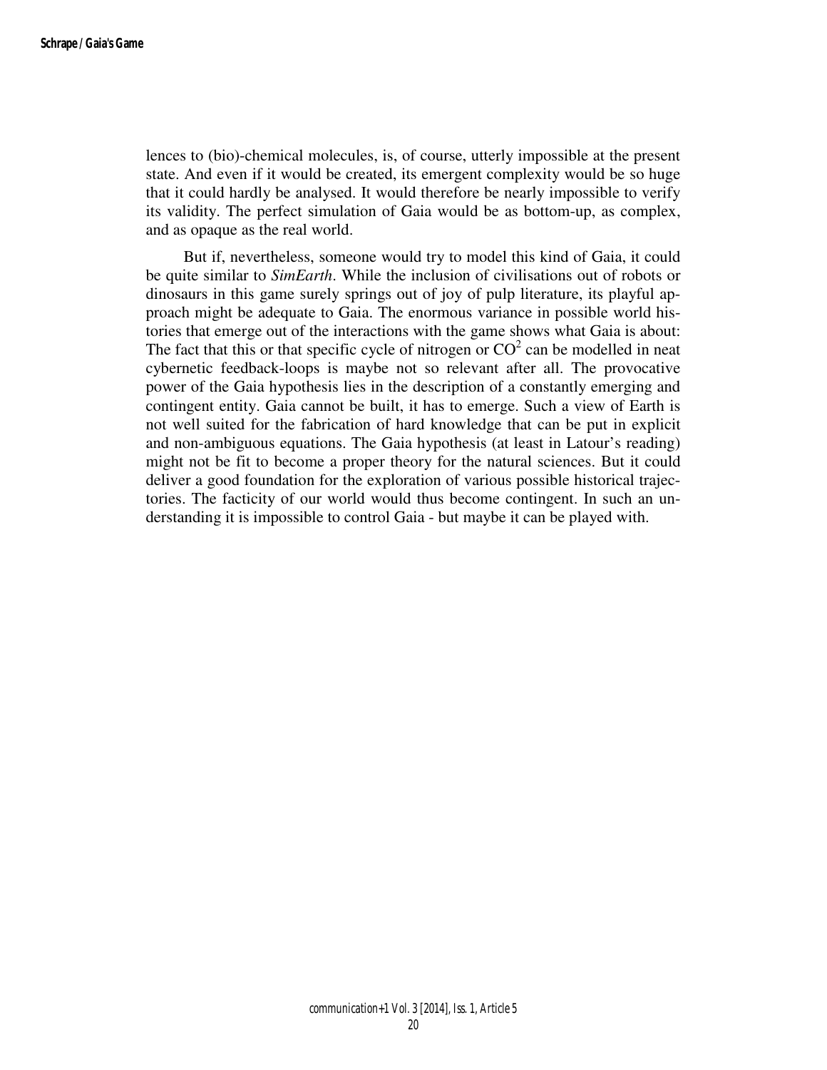lences to (bio)-chemical molecules, is, of course, utterly impossible at the present state. And even if it would be created, its emergent complexity would be so huge that it could hardly be analysed. It would therefore be nearly impossible to verify its validity. The perfect simulation of Gaia would be as bottom-up, as complex, and as opaque as the real world.

But if, nevertheless, someone would try to model this kind of Gaia, it could be quite similar to *SimEarth*. While the inclusion of civilisations out of robots or dinosaurs in this game surely springs out of joy of pulp literature, its playful approach might be adequate to Gaia. The enormous variance in possible world histories that emerge out of the interactions with the game shows what Gaia is about: The fact that this or that specific cycle of nitrogen or $CO^2$ can be modelled in neat cybernetic feedback-loops is maybe not so relevant after all. The provocative power of the Gaia hypothesis lies in the description of a constantly emerging and contingent entity. Gaia cannot be built, it has to emerge. Such a view of Earth is not well suited for the fabrication of hard knowledge that can be put in explicit and non-ambiguous equations. The Gaia hypothesis (at least in Latour's reading) might not be fit to become a proper theory for the natural sciences. But it could deliver a good foundation for the exploration of various possible historical trajectories. The facticity of our world would thus become contingent. In such an understanding it is impossible to control Gaia - but maybe it can be played with.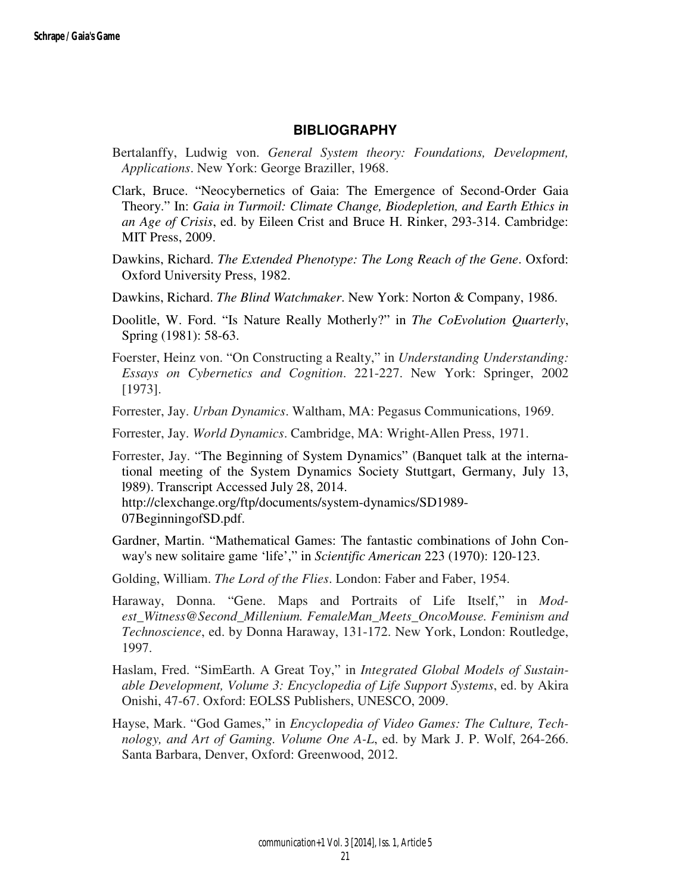## BIBLIOGRAPHY

Bertalanffy, Ludwig von. *General System theory: Foundations, Development, Applications*. New York: George Braziller, 1968.

Clark, Bruce. "Neocybernetics of Gaia: The Emergence of Second-Order Gaia Theory." In: *Gaia in Turmoil: Climate Change, Biodepletion, and Earth Ethics in an Age of Crisis*, ed. by Eileen Crist and Bruce H. Rinker, 293-314. Cambridge: MIT Press, 2009.

Dawkins, Richard. *The Extended Phenotype: The Long Reach of the Gene*. Oxford: Oxford University Press, 1982.

Dawkins, Richard. *The Blind Watchmaker*. New York: Norton & Company, 1986.

Doolitle, W. Ford. "Is Nature Really Motherly?" in *The CoEvolution Quarterly*, Spring (1981): 58-63.

Foerster, Heinz von. "On Constructing a Realty," in *Understanding Understanding: Essays on Cybernetics and Cognition*. 221-227. New York: Springer, 2002 [1973].

Forrester, Jay. *Urban Dynamics*. Waltham, MA: Pegasus Communications, 1969.

Forrester, Jay. *World Dynamics*. Cambridge, MA: Wright-Allen Press, 1971.

Forrester, Jay. "The Beginning of System Dynamics" (Banquet talk at the international meeting of the System Dynamics Society Stuttgart, Germany, July 13, l989). Transcript Accessed July 28, 2014. http://clexchange.org/ftp/documents/system-dynamics/SD1989-07BeginningofSD.pdf.

Gardner, Martin. "Mathematical Games: The fantastic combinations of John Conway's new solitaire game 'life'," in *Scientific American* 223 (1970): 120-123.

Golding, William. *The Lord of the Flies*. London: Faber and Faber, 1954.

Haraway, Donna. "Gene. Maps and Portraits of Life Itself," in *Modest_Witness@Second_Millenium. FemaleMan_Meets_OncoMouse. Feminism and Technoscience*, ed. by Donna Haraway, 131-172. New York, London: Routledge, 1997.

Haslam, Fred. "SimEarth. A Great Toy," in *Integrated Global Models of Sustainable Development, Volume 3: Encyclopedia of Life Support Systems*, ed. by Akira Onishi, 47-67. Oxford: EOLSS Publishers, UNESCO, 2009.

Hayse, Mark. "God Games," in *Encyclopedia of Video Games: The Culture, Technology, and Art of Gaming. Volume One A-L*, ed. by Mark J. P. Wolf, 264-266. Santa Barbara, Denver, Oxford: Greenwood, 2012.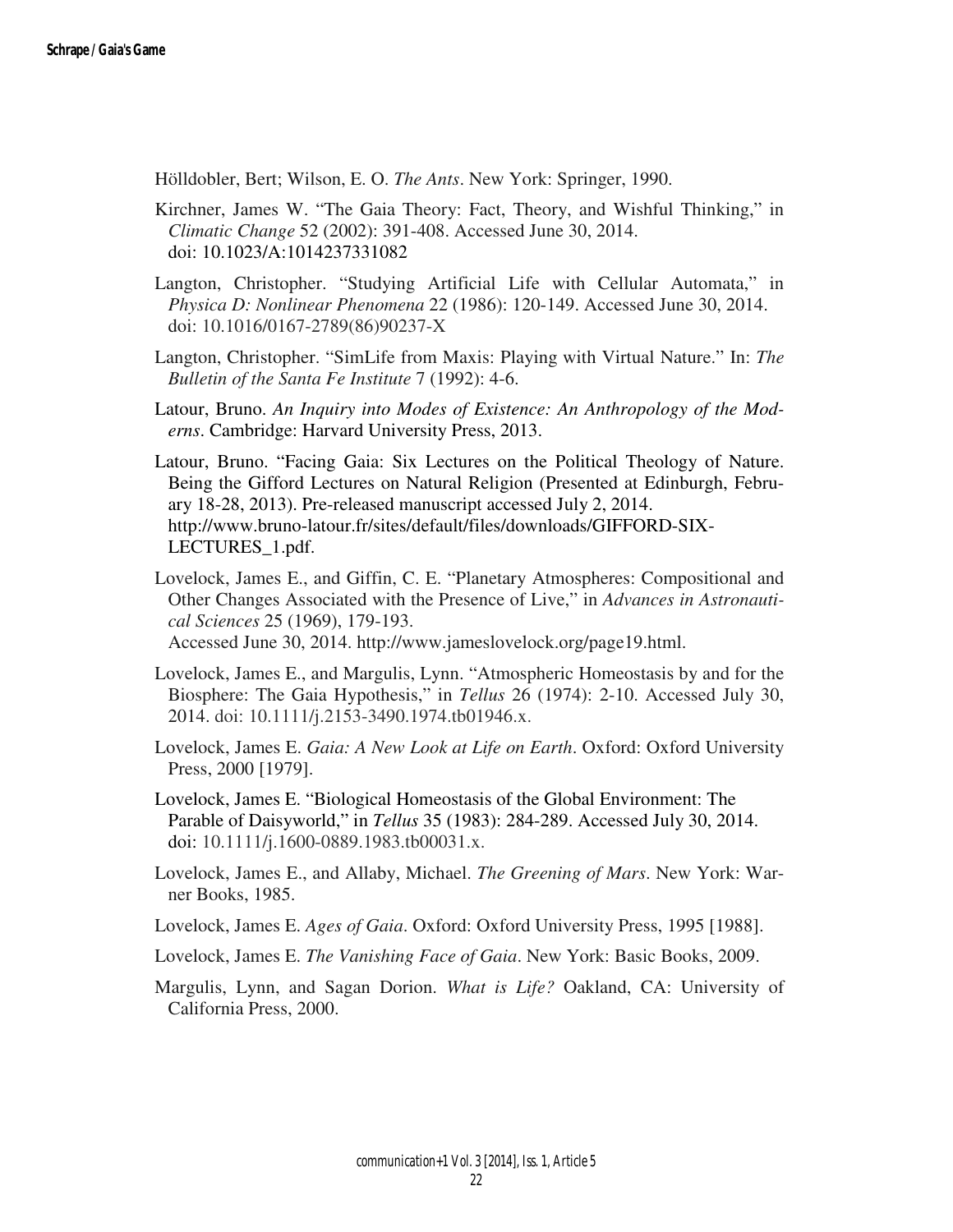Hölldobler, Bert; Wilson, E. O. *The Ants*. New York: Springer, 1990.

Kirchner, James W. "The Gaia Theory: Fact, Theory, and Wishful Thinking," in *Climatic Change* 52 (2002): 391-408. Accessed June 30, 2014. doi: 10.1023/A:1014237331082

Langton, Christopher. "Studying Artificial Life with Cellular Automata," in *Physica D: Nonlinear Phenomena* 22 (1986): 120-149. Accessed June 30, 2014. doi: 10.1016/0167-2789(86)90237-X

Langton, Christopher. "SimLife from Maxis: Playing with Virtual Nature." In: *The Bulletin of the Santa Fe Institute* 7 (1992): 4-6.

Latour, Bruno. *An Inquiry into Modes of Existence: An Anthropology of the Moderns*. Cambridge: Harvard University Press, 2013.

Latour, Bruno. "Facing Gaia: Six Lectures on the Political Theology of Nature. Being the Gifford Lectures on Natural Religion (Presented at Edinburgh, February 18-28, 2013). Pre-released manuscript accessed July 2, 2014. http://www.bruno-latour.fr/sites/default/files/downloads/GIFFORD-SIX-LECTURES_1.pdf.

Lovelock, James E., and Giffin, C. E. "Planetary Atmospheres: Compositional and Other Changes Associated with the Presence of Live," in *Advances in Astronautical Sciences* 25 (1969), 179-193. Accessed June 30, 2014. http://www.jameslovelock.org/page19.html.

Lovelock, James E., and Margulis, Lynn. "Atmospheric Homeostasis by and for the Biosphere: The Gaia Hypothesis," in *Tellus* 26 (1974): 2-10. Accessed July 30, 2014. doi: 10.1111/j.2153-3490.1974.tb01946.x.

Lovelock, James E. *Gaia: A New Look at Life on Earth*. Oxford: Oxford University Press, 2000 [1979].

Lovelock, James E. "Biological Homeostasis of the Global Environment: The Parable of Daisyworld," in *Tellus* 35 (1983): 284-289. Accessed July 30, 2014. doi: 10.1111/j.1600-0889.1983.tb00031.x.

Lovelock, James E., and Allaby, Michael. *The Greening of Mars*. New York: Warner Books, 1985.

Lovelock, James E. *Ages of Gaia*. Oxford: Oxford University Press, 1995 [1988].

Lovelock, James E. *The Vanishing Face of Gaia*. New York: Basic Books, 2009.

Margulis, Lynn, and Sagan Dorion. *What is Life?* Oakland, CA: University of California Press, 2000.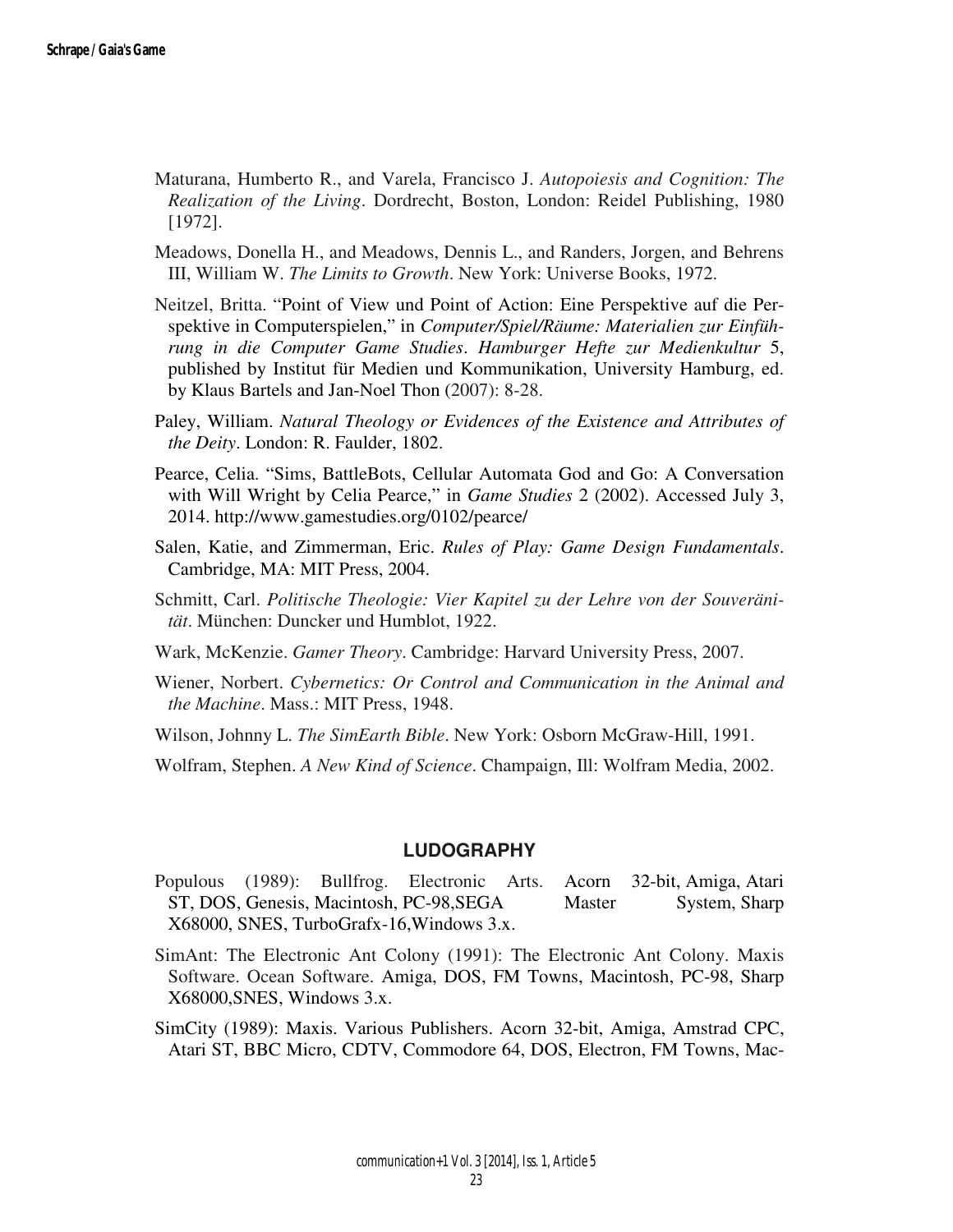Maturana, Humberto R., and Varela, Francisco J. *Autopoiesis and Cognition: The Realization of the Living*. Dordrecht, Boston, London: Reidel Publishing, 1980 [1972].

Meadows, Donella H., and Meadows, Dennis L., and Randers, Jorgen, and Behrens III, William W. *The Limits to Growth*. New York: Universe Books, 1972.

Neitzel, Britta. "Point of View und Point of Action: Eine Perspektive auf die Perspektive in Computerspielen," in *Computer/Spiel/Räume: Materialien zur Einführung in die Computer Game Studies*. *Hamburger Hefte zur Medienkultur* 5, published by Institut für Medien und Kommunikation, University Hamburg, ed. by Klaus Bartels and Jan-Noel Thon (2007): 8-28.

Paley, William. *Natural Theology or Evidences of the Existence and Attributes of the Deity*. London: R. Faulder, 1802.

Pearce, Celia. "Sims, BattleBots, Cellular Automata God and Go: A Conversation with Will Wright by Celia Pearce," in *Game Studies* 2 (2002). Accessed July 3, 2014. http://www.gamestudies.org/0102/pearce/

Salen, Katie, and Zimmerman, Eric. *Rules of Play: Game Design Fundamentals*. Cambridge, MA: MIT Press, 2004.

Schmitt, Carl. *Politische Theologie: Vier Kapitel zu der Lehre von der Souveränität*. München: Duncker und Humblot, 1922.

Wark, McKenzie. *Gamer Theory*. Cambridge: Harvard University Press, 2007.

Wiener, Norbert. *Cybernetics: Or Control and Communication in the Animal and the Machine*. Mass.: MIT Press, 1948.

Wilson, Johnny L. *The SimEarth Bible*. New York: Osborn McGraw-Hill, 1991.

Wolfram, Stephen. *A New Kind of Science*. Champaign, Ill: Wolfram Media, 2002.

## LUDOGRAPHY

Populous (1989): Bullfrog. Electronic Arts. Acorn 32-bit, Amiga, Atari ST, DOS, Genesis, Macintosh, PC-98,SEGA Master System, Sharp X68000, SNES, TurboGrafx-16,Windows 3.x.

SimAnt: The Electronic Ant Colony (1991): The Electronic Ant Colony. Maxis Software. Ocean Software. Amiga, DOS, FM Towns, Macintosh, PC-98, Sharp X68000,SNES, Windows 3.x.

SimCity (1989): Maxis. Various Publishers. Acorn 32-bit, Amiga, Amstrad CPC, Atari ST, BBC Micro, CDTV, Commodore 64, DOS, Electron, FM Towns, Mac-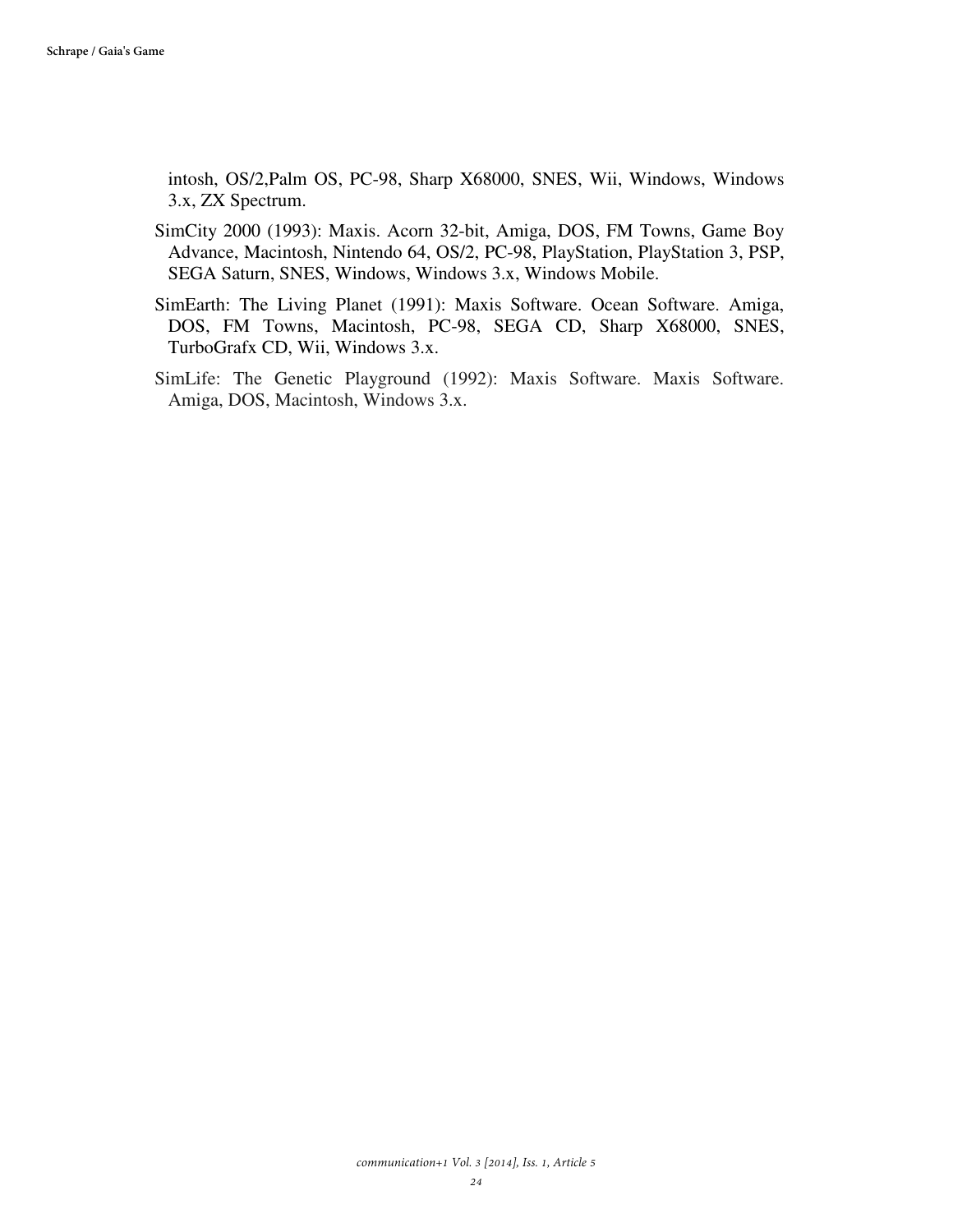intosh, OS/2,Palm OS, PC-98, Sharp X68000, SNES, Wii, Windows, Windows 3.x, ZX Spectrum.

SimCity 2000 (1993): Maxis. Acorn 32-bit, Amiga, DOS, FM Towns, Game Boy Advance, Macintosh, Nintendo 64, OS/2, PC-98, PlayStation, PlayStation 3, PSP, SEGA Saturn, SNES, Windows, Windows 3.x, Windows Mobile.

SimEarth: The Living Planet (1991): Maxis Software. Ocean Software. Amiga, DOS, FM Towns, Macintosh, PC-98, SEGA CD, Sharp X68000, SNES, TurboGrafx CD, Wii, Windows 3.x.

SimLife: The Genetic Playground (1992): Maxis Software. Maxis Software. Amiga, DOS, Macintosh, Windows 3.x.